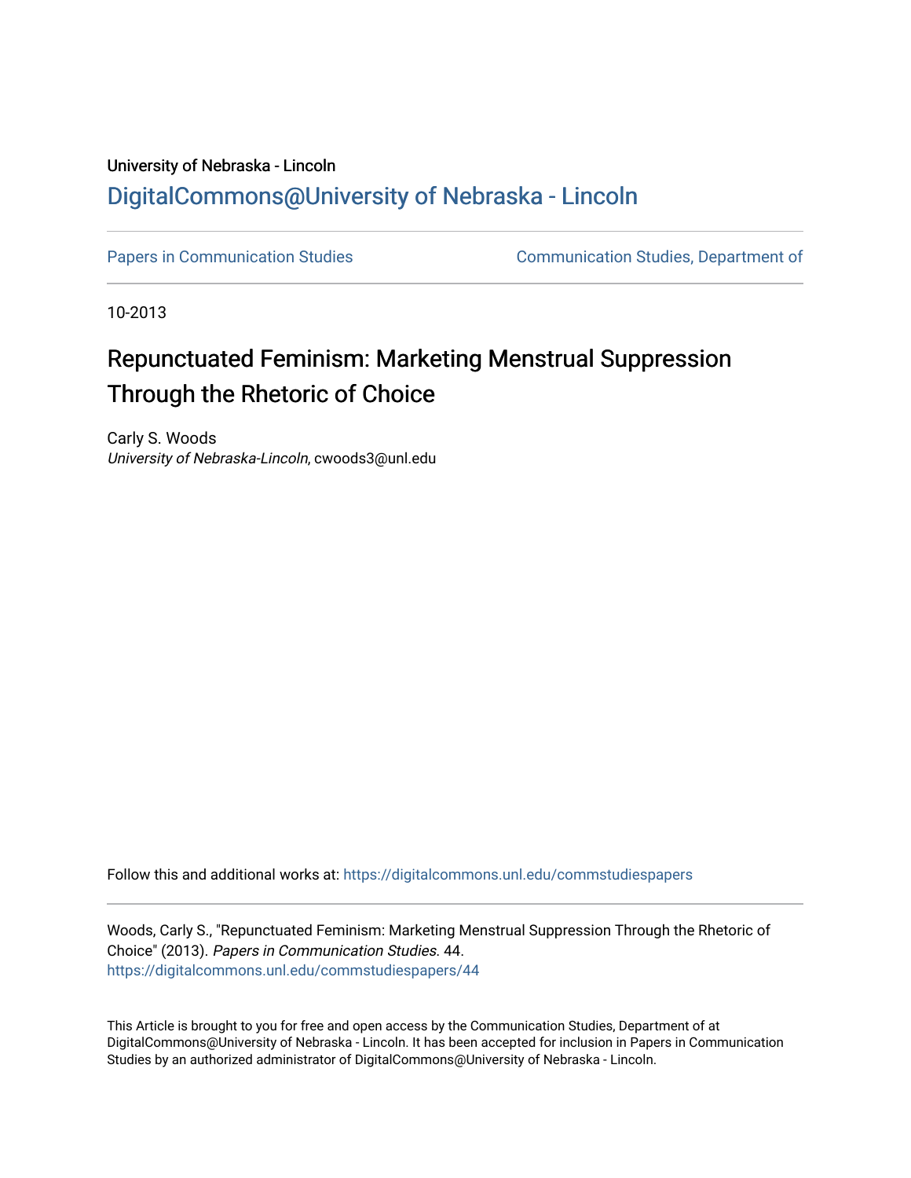University of Nebraska - Lincoln

DigitalCommons@University of Nebraska - Lincoln

Papers in Communication Studies | Communication Studies, Department of

10-2013

# Repunctuated Feminism: Marketing Menstrual Suppression Through the Rhetoric of Choice

Carly S. Woods
*University of Nebraska-Lincoln*, cwoods3@unl.edu

Follow this and additional works at: https://digitalcommons.unl.edu/commstudiespapers

Woods, Carly S., "Repunctuated Feminism: Marketing Menstrual Suppression Through the Rhetoric of Choice" (2013). *Papers in Communication Studies*. 44.
https://digitalcommons.unl.edu/commstudiespapers/44

This Article is brought to you for free and open access by the Communication Studies, Department of at DigitalCommons@University of Nebraska - Lincoln. It has been accepted for inclusion in Papers in Communication Studies by an authorized administrator of DigitalCommons@University of Nebraska - Lincoln.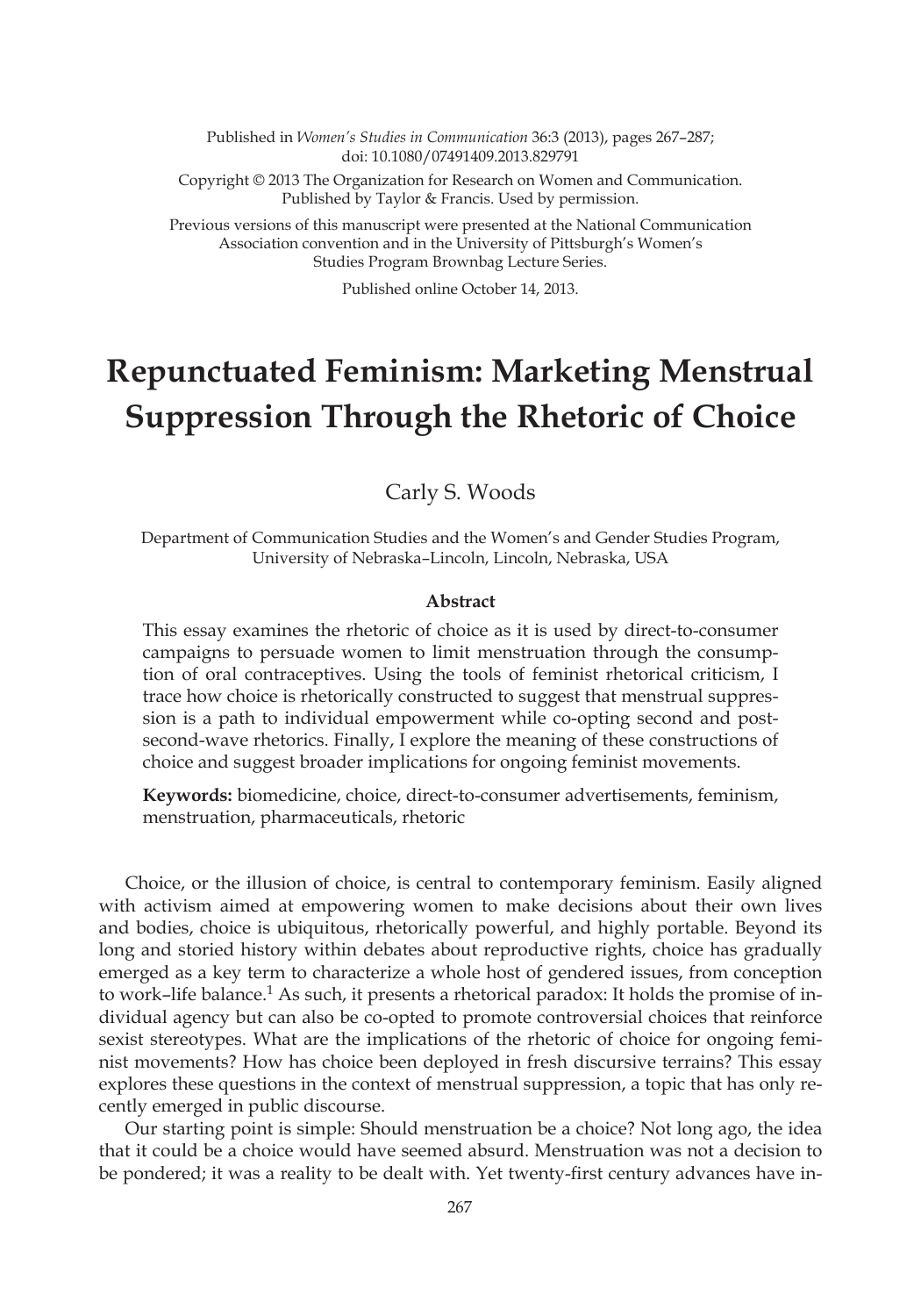Published in *Women's Studies in Communication* 36:3 (2013), pages 267–287;
doi: 10.1080/07491409.2013.829791

Copyright © 2013 The Organization for Research on Women and Communication. Published by Taylor & Francis. Used by permission.

Previous versions of this manuscript were presented at the National Communication Association convention and in the University of Pittsburgh's Women's Studies Program Brownbag Lecture Series.

Published online October 14, 2013.

# Repunctuated Feminism: Marketing Menstrual Suppression Through the Rhetoric of Choice

Carly S. Woods

Department of Communication Studies and the Women's and Gender Studies Program, University of Nebraska–Lincoln, Lincoln, Nebraska, USA

### Abstract

This essay examines the rhetoric of choice as it is used by direct-to-consumer campaigns to persuade women to limit menstruation through the consumption of oral contraceptives. Using the tools of feminist rhetorical criticism, I trace how choice is rhetorically constructed to suggest that menstrual suppression is a path to individual empowerment while co-opting second and post-second-wave rhetorics. Finally, I explore the meaning of these constructions of choice and suggest broader implications for ongoing feminist movements.

**Keywords:** biomedicine, choice, direct-to-consumer advertisements, feminism, menstruation, pharmaceuticals, rhetoric

Choice, or the illusion of choice, is central to contemporary feminism. Easily aligned with activism aimed at empowering women to make decisions about their own lives and bodies, choice is ubiquitous, rhetorically powerful, and highly portable. Beyond its long and storied history within debates about reproductive rights, choice has gradually emerged as a key term to characterize a whole host of gendered issues, from conception to work–life balance.[1] As such, it presents a rhetorical paradox: It holds the promise of individual agency but can also be co-opted to promote controversial choices that reinforce sexist stereotypes. What are the implications of the rhetoric of choice for ongoing feminist movements? How has choice been deployed in fresh discursive terrains? This essay explores these questions in the context of menstrual suppression, a topic that has only recently emerged in public discourse.

Our starting point is simple: Should menstruation be a choice? Not long ago, the idea that it could be a choice would have seemed absurd. Menstruation was not a decision to be pondered; it was a reality to be dealt with. Yet twenty-first century advances have in-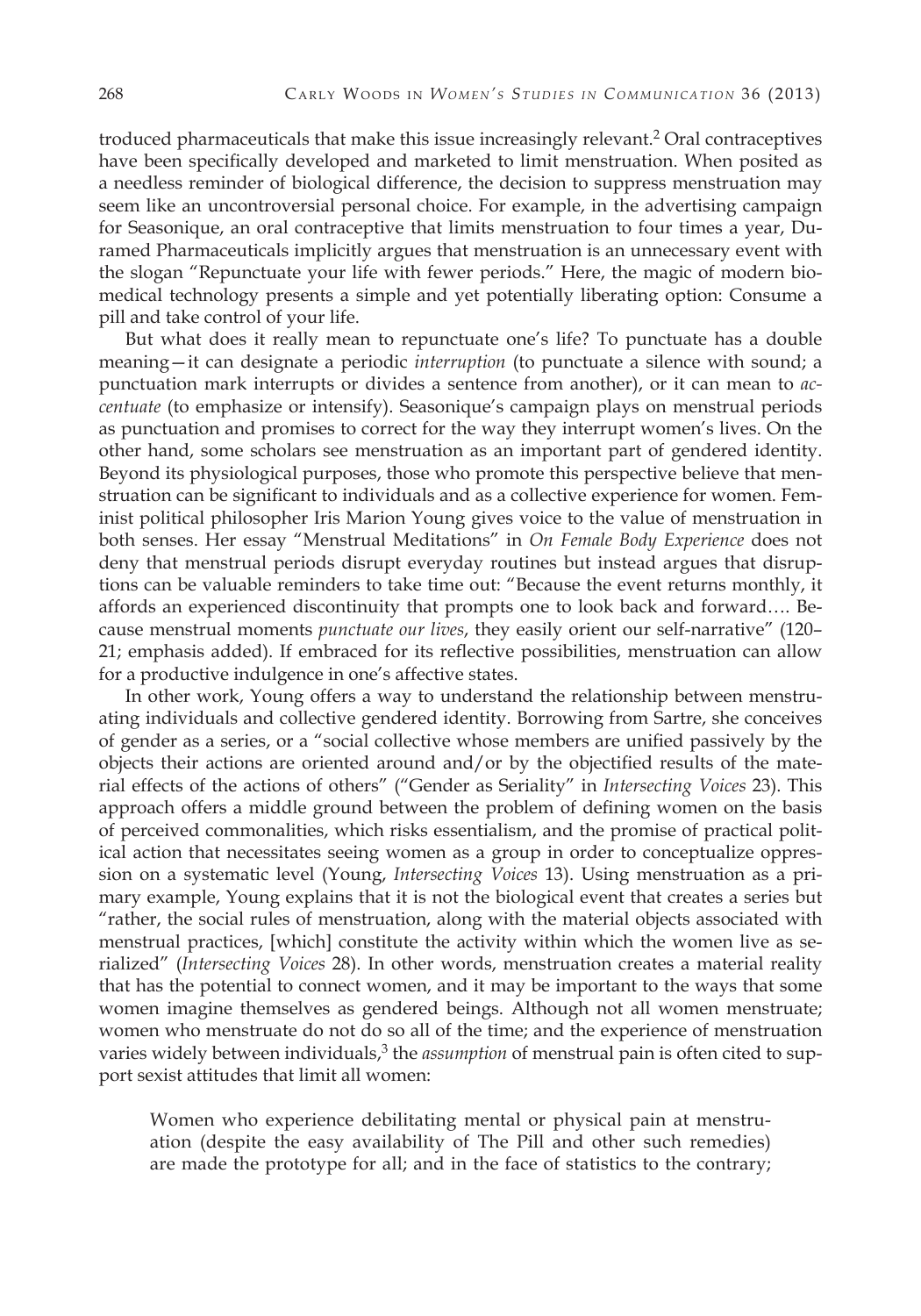troduced pharmaceuticals that make this issue increasingly relevant.[2] Oral contraceptives have been specifically developed and marketed to limit menstruation. When posited as a needless reminder of biological difference, the decision to suppress menstruation may seem like an uncontroversial personal choice. For example, in the advertising campaign for Seasonique, an oral contraceptive that limits menstruation to four times a year, Duramed Pharmaceuticals implicitly argues that menstruation is an unnecessary event with the slogan "Repunctuate your life with fewer periods." Here, the magic of modern biomedical technology presents a simple and yet potentially liberating option: Consume a pill and take control of your life.

But what does it really mean to repunctuate one's life? To punctuate has a double meaning—it can designate a periodic *interruption* (to punctuate a silence with sound; a punctuation mark interrupts or divides a sentence from another), or it can mean to *accentuate* (to emphasize or intensify). Seasonique's campaign plays on menstrual periods as punctuation and promises to correct for the way they interrupt women's lives. On the other hand, some scholars see menstruation as an important part of gendered identity. Beyond its physiological purposes, those who promote this perspective believe that menstruation can be significant to individuals and as a collective experience for women. Feminist political philosopher Iris Marion Young gives voice to the value of menstruation in both senses. Her essay "Menstrual Meditations" in *On Female Body Experience* does not deny that menstrual periods disrupt everyday routines but instead argues that disruptions can be valuable reminders to take time out: "Because the event returns monthly, it affords an experienced discontinuity that prompts one to look back and forward…. Because menstrual moments *punctuate our lives*, they easily orient our self-narrative" (120–21; emphasis added). If embraced for its reflective possibilities, menstruation can allow for a productive indulgence in one's affective states.

In other work, Young offers a way to understand the relationship between menstruating individuals and collective gendered identity. Borrowing from Sartre, she conceives of gender as a series, or a "social collective whose members are unified passively by the objects their actions are oriented around and/or by the objectified results of the material effects of the actions of others" ("Gender as Seriality" in *Intersecting Voices* 23). This approach offers a middle ground between the problem of defining women on the basis of perceived commonalities, which risks essentialism, and the promise of practical political action that necessitates seeing women as a group in order to conceptualize oppression on a systematic level (Young, *Intersecting Voices* 13). Using menstruation as a primary example, Young explains that it is not the biological event that creates a series but "rather, the social rules of menstruation, along with the material objects associated with menstrual practices, [which] constitute the activity within which the women live as serialized" (*Intersecting Voices* 28). In other words, menstruation creates a material reality that has the potential to connect women, and it may be important to the ways that some women imagine themselves as gendered beings. Although not all women menstruate; women who menstruate do not do so all of the time; and the experience of menstruation varies widely between individuals,[3] the *assumption* of menstrual pain is often cited to support sexist attitudes that limit all women:

> Women who experience debilitating mental or physical pain at menstruation (despite the easy availability of The Pill and other such remedies) are made the prototype for all; and in the face of statistics to the contrary;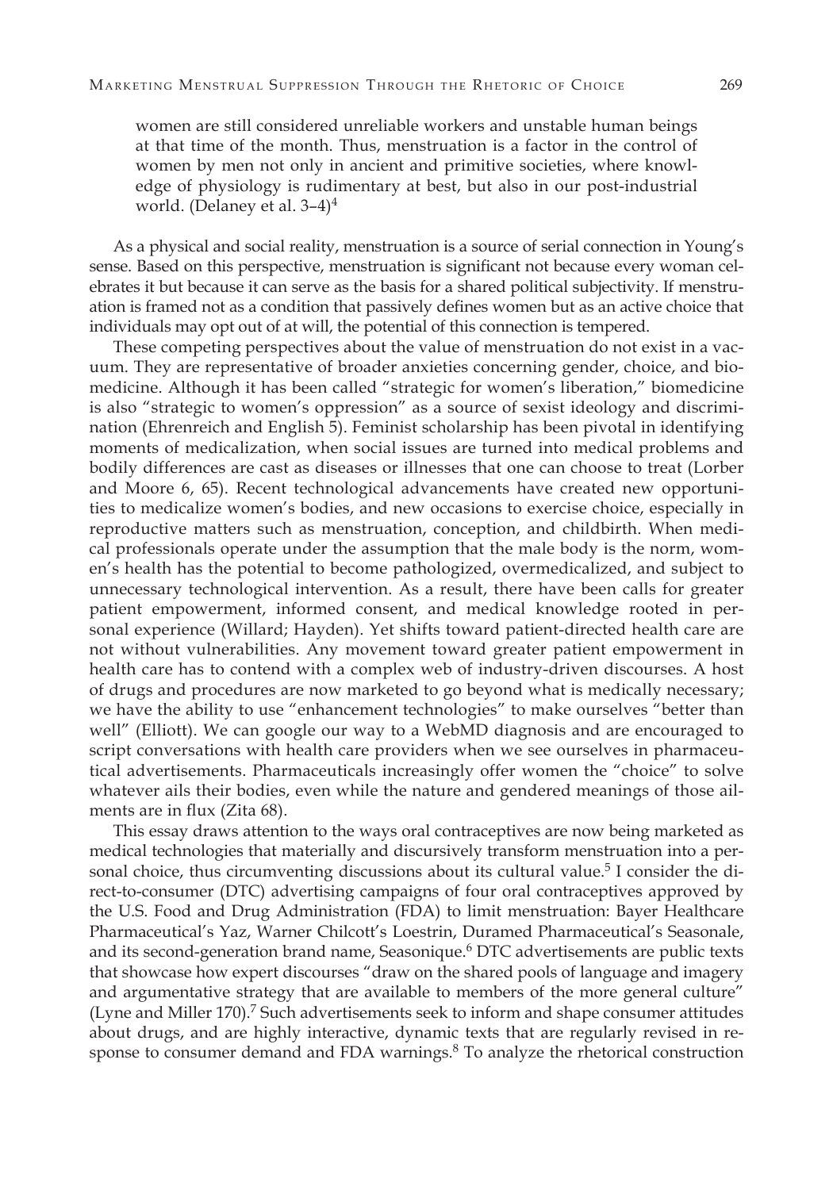> women are still considered unreliable workers and unstable human beings at that time of the month. Thus, menstruation is a factor in the control of women by men not only in ancient and primitive societies, where knowledge of physiology is rudimentary at best, but also in our post-industrial world. (Delaney et al. 3–4)[4]

As a physical and social reality, menstruation is a source of serial connection in Young's sense. Based on this perspective, menstruation is significant not because every woman celebrates it but because it can serve as the basis for a shared political subjectivity. If menstruation is framed not as a condition that passively defines women but as an active choice that individuals may opt out of at will, the potential of this connection is tempered.

These competing perspectives about the value of menstruation do not exist in a vacuum. They are representative of broader anxieties concerning gender, choice, and biomedicine. Although it has been called "strategic for women's liberation," biomedicine is also "strategic to women's oppression" as a source of sexist ideology and discrimination (Ehrenreich and English 5). Feminist scholarship has been pivotal in identifying moments of medicalization, when social issues are turned into medical problems and bodily differences are cast as diseases or illnesses that one can choose to treat (Lorber and Moore 6, 65). Recent technological advancements have created new opportunities to medicalize women's bodies, and new occasions to exercise choice, especially in reproductive matters such as menstruation, conception, and childbirth. When medical professionals operate under the assumption that the male body is the norm, women's health has the potential to become pathologized, overmedicalized, and subject to unnecessary technological intervention. As a result, there have been calls for greater patient empowerment, informed consent, and medical knowledge rooted in personal experience (Willard; Hayden). Yet shifts toward patient-directed health care are not without vulnerabilities. Any movement toward greater patient empowerment in health care has to contend with a complex web of industry-driven discourses. A host of drugs and procedures are now marketed to go beyond what is medically necessary; we have the ability to use "enhancement technologies" to make ourselves "better than well" (Elliott). We can google our way to a WebMD diagnosis and are encouraged to script conversations with health care providers when we see ourselves in pharmaceutical advertisements. Pharmaceuticals increasingly offer women the "choice" to solve whatever ails their bodies, even while the nature and gendered meanings of those ailments are in flux (Zita 68).

This essay draws attention to the ways oral contraceptives are now being marketed as medical technologies that materially and discursively transform menstruation into a personal choice, thus circumventing discussions about its cultural value.[5] I consider the direct-to-consumer (DTC) advertising campaigns of four oral contraceptives approved by the U.S. Food and Drug Administration (FDA) to limit menstruation: Bayer Healthcare Pharmaceutical's Yaz, Warner Chilcott's Loestrin, Duramed Pharmaceutical's Seasonale, and its second-generation brand name, Seasonique.[6] DTC advertisements are public texts that showcase how expert discourses "draw on the shared pools of language and imagery and argumentative strategy that are available to members of the more general culture" (Lyne and Miller 170).[7] Such advertisements seek to inform and shape consumer attitudes about drugs, and are highly interactive, dynamic texts that are regularly revised in response to consumer demand and FDA warnings.[8] To analyze the rhetorical construction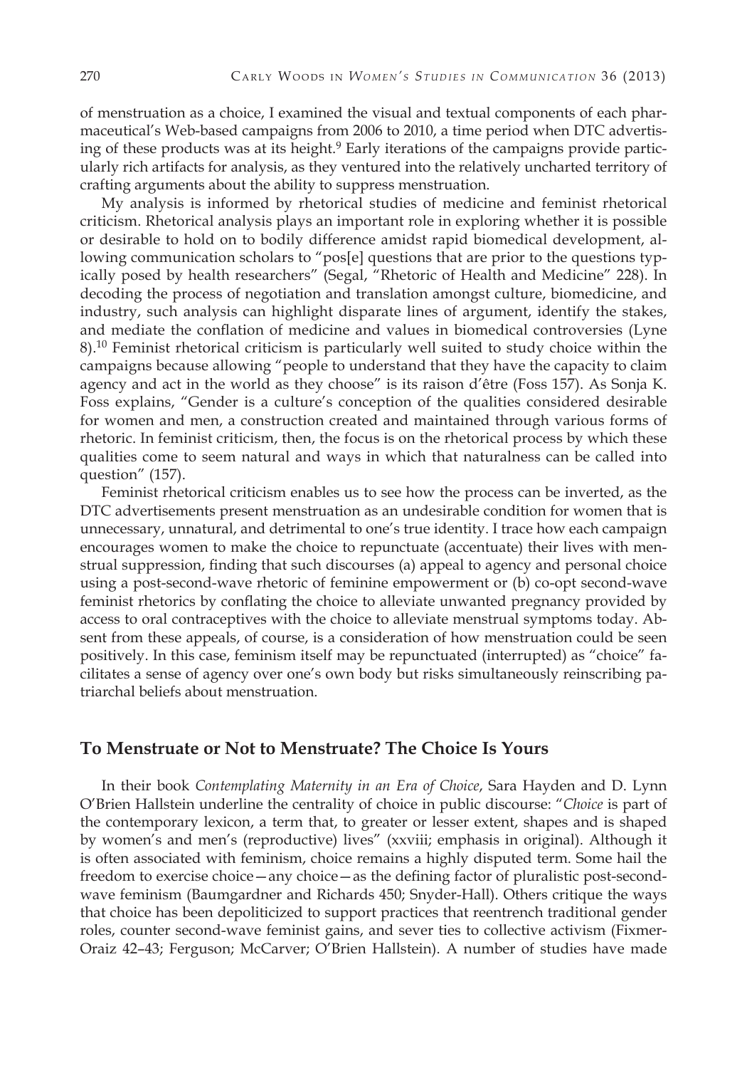of menstruation as a choice, I examined the visual and textual components of each pharmaceutical's Web-based campaigns from 2006 to 2010, a time period when DTC advertising of these products was at its height.[9] Early iterations of the campaigns provide particularly rich artifacts for analysis, as they ventured into the relatively uncharted territory of crafting arguments about the ability to suppress menstruation.

My analysis is informed by rhetorical studies of medicine and feminist rhetorical criticism. Rhetorical analysis plays an important role in exploring whether it is possible or desirable to hold on to bodily difference amidst rapid biomedical development, allowing communication scholars to "pos[e] questions that are prior to the questions typically posed by health researchers" (Segal, "Rhetoric of Health and Medicine" 228). In decoding the process of negotiation and translation amongst culture, biomedicine, and industry, such analysis can highlight disparate lines of argument, identify the stakes, and mediate the conflation of medicine and values in biomedical controversies (Lyne 8).[10] Feminist rhetorical criticism is particularly well suited to study choice within the campaigns because allowing "people to understand that they have the capacity to claim agency and act in the world as they choose" is its raison d'être (Foss 157). As Sonja K. Foss explains, "Gender is a culture's conception of the qualities considered desirable for women and men, a construction created and maintained through various forms of rhetoric. In feminist criticism, then, the focus is on the rhetorical process by which these qualities come to seem natural and ways in which that naturalness can be called into question" (157).

Feminist rhetorical criticism enables us to see how the process can be inverted, as the DTC advertisements present menstruation as an undesirable condition for women that is unnecessary, unnatural, and detrimental to one's true identity. I trace how each campaign encourages women to make the choice to repunctuate (accentuate) their lives with menstrual suppression, finding that such discourses (a) appeal to agency and personal choice using a post-second-wave rhetoric of feminine empowerment or (b) co-opt second-wave feminist rhetorics by conflating the choice to alleviate unwanted pregnancy provided by access to oral contraceptives with the choice to alleviate menstrual symptoms today. Absent from these appeals, of course, is a consideration of how menstruation could be seen positively. In this case, feminism itself may be repunctuated (interrupted) as "choice" facilitates a sense of agency over one's own body but risks simultaneously reinscribing patriarchal beliefs about menstruation.

## To Menstruate or Not to Menstruate? The Choice Is Yours

In their book *Contemplating Maternity in an Era of Choice*, Sara Hayden and D. Lynn O'Brien Hallstein underline the centrality of choice in public discourse: "*Choice* is part of the contemporary lexicon, a term that, to greater or lesser extent, shapes and is shaped by women's and men's (reproductive) lives" (xxviii; emphasis in original). Although it is often associated with feminism, choice remains a highly disputed term. Some hail the freedom to exercise choice—any choice—as the defining factor of pluralistic post-second-wave feminism (Baumgardner and Richards 450; Snyder-Hall). Others critique the ways that choice has been depoliticized to support practices that reentrench traditional gender roles, counter second-wave feminist gains, and sever ties to collective activism (Fixmer-Oraiz 42–43; Ferguson; McCarver; O'Brien Hallstein). A number of studies have made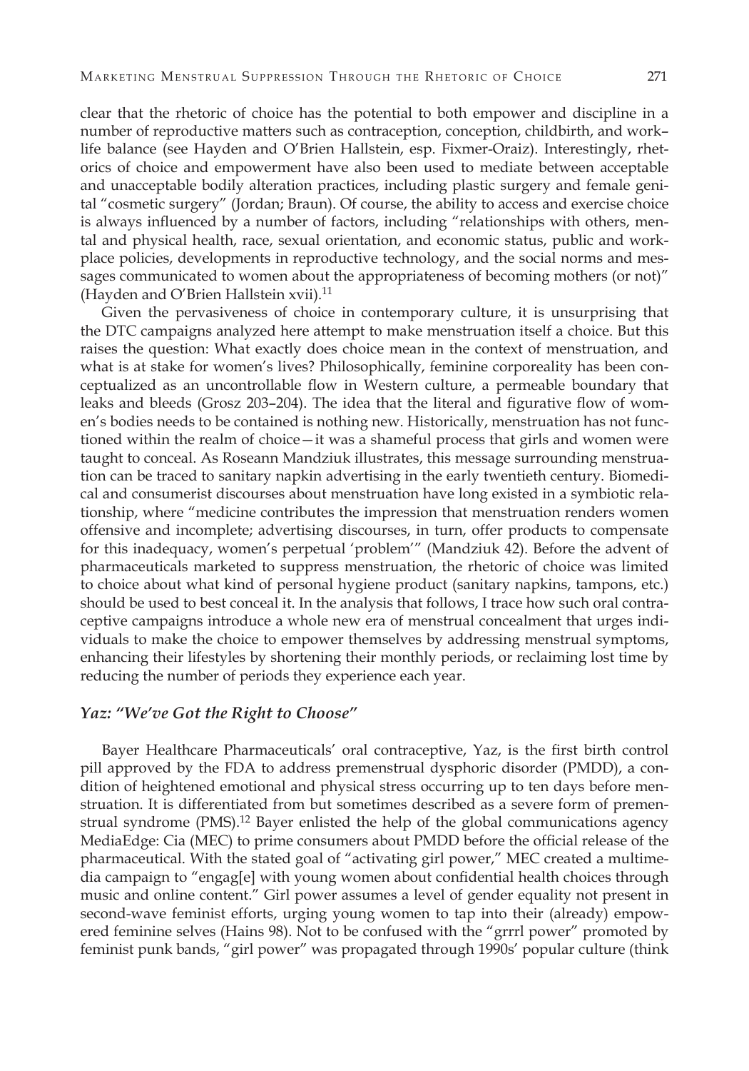clear that the rhetoric of choice has the potential to both empower and discipline in a number of reproductive matters such as contraception, conception, childbirth, and work–life balance (see Hayden and O'Brien Hallstein, esp. Fixmer-Oraiz). Interestingly, rhetorics of choice and empowerment have also been used to mediate between acceptable and unacceptable bodily alteration practices, including plastic surgery and female genital "cosmetic surgery" (Jordan; Braun). Of course, the ability to access and exercise choice is always influenced by a number of factors, including "relationships with others, mental and physical health, race, sexual orientation, and economic status, public and workplace policies, developments in reproductive technology, and the social norms and messages communicated to women about the appropriateness of becoming mothers (or not)" (Hayden and O'Brien Hallstein xvii).[11]

Given the pervasiveness of choice in contemporary culture, it is unsurprising that the DTC campaigns analyzed here attempt to make menstruation itself a choice. But this raises the question: What exactly does choice mean in the context of menstruation, and what is at stake for women's lives? Philosophically, feminine corporeality has been conceptualized as an uncontrollable flow in Western culture, a permeable boundary that leaks and bleeds (Grosz 203–204). The idea that the literal and figurative flow of women's bodies needs to be contained is nothing new. Historically, menstruation has not functioned within the realm of choice—it was a shameful process that girls and women were taught to conceal. As Roseann Mandziuk illustrates, this message surrounding menstruation can be traced to sanitary napkin advertising in the early twentieth century. Biomedical and consumerist discourses about menstruation have long existed in a symbiotic relationship, where "medicine contributes the impression that menstruation renders women offensive and incomplete; advertising discourses, in turn, offer products to compensate for this inadequacy, women's perpetual 'problem'" (Mandziuk 42). Before the advent of pharmaceuticals marketed to suppress menstruation, the rhetoric of choice was limited to choice about what kind of personal hygiene product (sanitary napkins, tampons, etc.) should be used to best conceal it. In the analysis that follows, I trace how such oral contraceptive campaigns introduce a whole new era of menstrual concealment that urges individuals to make the choice to empower themselves by addressing menstrual symptoms, enhancing their lifestyles by shortening their monthly periods, or reclaiming lost time by reducing the number of periods they experience each year.

### *Yaz: "We've Got the Right to Choose"*

Bayer Healthcare Pharmaceuticals' oral contraceptive, Yaz, is the first birth control pill approved by the FDA to address premenstrual dysphoric disorder (PMDD), a condition of heightened emotional and physical stress occurring up to ten days before menstruation. It is differentiated from but sometimes described as a severe form of premenstrual syndrome (PMS).[12] Bayer enlisted the help of the global communications agency MediaEdge: Cia (MEC) to prime consumers about PMDD before the official release of the pharmaceutical. With the stated goal of "activating girl power," MEC created a multimedia campaign to "engag[e] with young women about confidential health choices through music and online content." Girl power assumes a level of gender equality not present in second-wave feminist efforts, urging young women to tap into their (already) empowered feminine selves (Hains 98). Not to be confused with the "grrrl power" promoted by feminist punk bands, "girl power" was propagated through 1990s' popular culture (think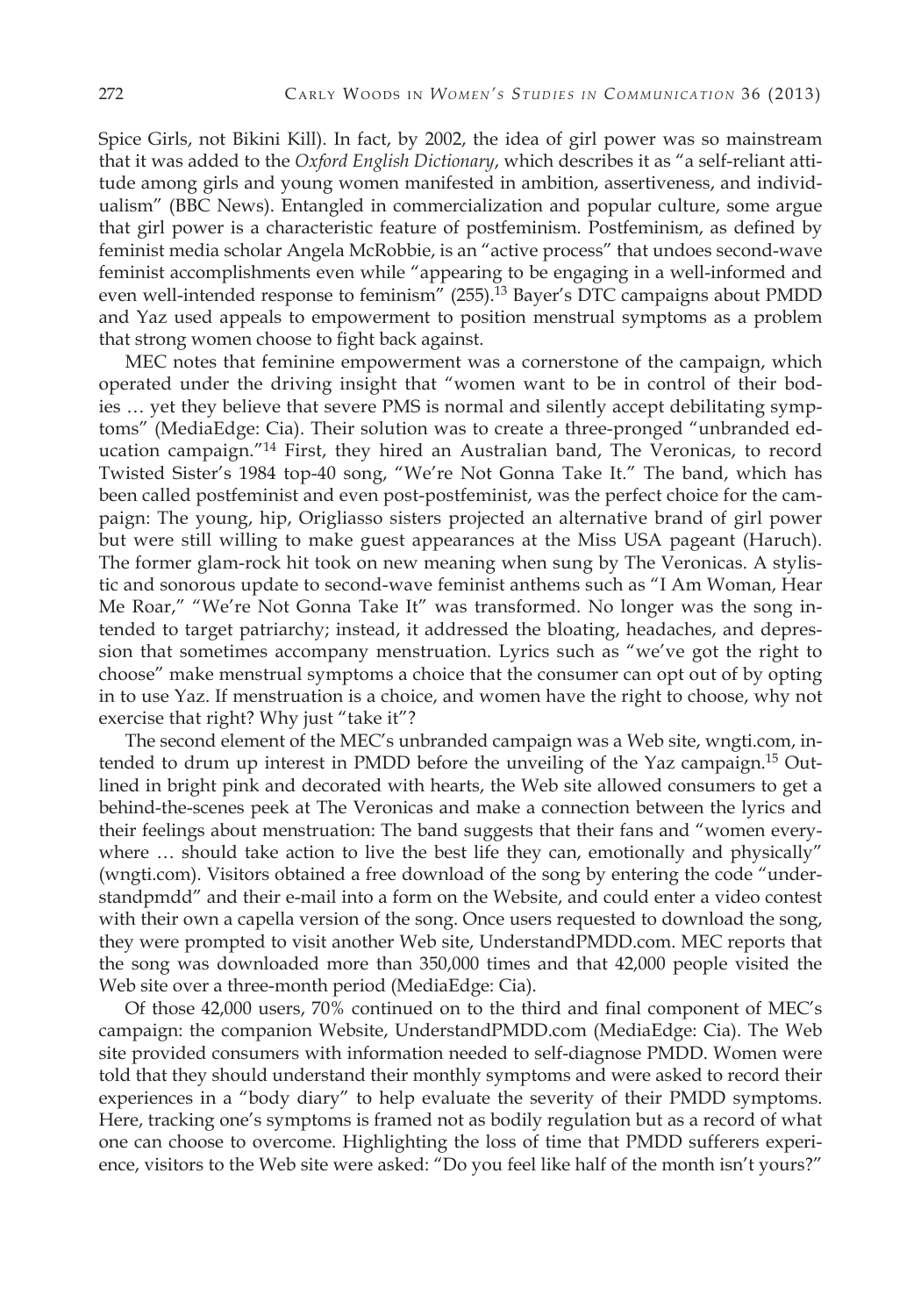Spice Girls, not Bikini Kill). In fact, by 2002, the idea of girl power was so mainstream that it was added to the *Oxford English Dictionary*, which describes it as "a self-reliant attitude among girls and young women manifested in ambition, assertiveness, and individualism" (BBC News). Entangled in commercialization and popular culture, some argue that girl power is a characteristic feature of postfeminism. Postfeminism, as defined by feminist media scholar Angela McRobbie, is an "active process" that undoes second-wave feminist accomplishments even while "appearing to be engaging in a well-informed and even well-intended response to feminism" (255).[13] Bayer's DTC campaigns about PMDD and Yaz used appeals to empowerment to position menstrual symptoms as a problem that strong women choose to fight back against.

MEC notes that feminine empowerment was a cornerstone of the campaign, which operated under the driving insight that "women want to be in control of their bodies … yet they believe that severe PMS is normal and silently accept debilitating symptoms" (MediaEdge: Cia). Their solution was to create a three-pronged "unbranded education campaign."[14] First, they hired an Australian band, The Veronicas, to record Twisted Sister's 1984 top-40 song, "We're Not Gonna Take It." The band, which has been called postfeminist and even post-postfeminist, was the perfect choice for the campaign: The young, hip, Origliasso sisters projected an alternative brand of girl power but were still willing to make guest appearances at the Miss USA pageant (Haruch). The former glam-rock hit took on new meaning when sung by The Veronicas. A stylistic and sonorous update to second-wave feminist anthems such as "I Am Woman, Hear Me Roar," "We're Not Gonna Take It" was transformed. No longer was the song intended to target patriarchy; instead, it addressed the bloating, headaches, and depression that sometimes accompany menstruation. Lyrics such as "we've got the right to choose" make menstrual symptoms a choice that the consumer can opt out of by opting in to use Yaz. If menstruation is a choice, and women have the right to choose, why not exercise that right? Why just "take it"?

The second element of the MEC's unbranded campaign was a Web site, wngti.com, intended to drum up interest in PMDD before the unveiling of the Yaz campaign.[15] Outlined in bright pink and decorated with hearts, the Web site allowed consumers to get a behind-the-scenes peek at The Veronicas and make a connection between the lyrics and their feelings about menstruation: The band suggests that their fans and "women everywhere … should take action to live the best life they can, emotionally and physically" (wngti.com). Visitors obtained a free download of the song by entering the code "understandpmdd" and their e-mail into a form on the Website, and could enter a video contest with their own a capella version of the song. Once users requested to download the song, they were prompted to visit another Web site, UnderstandPMDD.com. MEC reports that the song was downloaded more than 350,000 times and that 42,000 people visited the Web site over a three-month period (MediaEdge: Cia).

Of those 42,000 users, 70% continued on to the third and final component of MEC's campaign: the companion Website, UnderstandPMDD.com (MediaEdge: Cia). The Web site provided consumers with information needed to self-diagnose PMDD. Women were told that they should understand their monthly symptoms and were asked to record their experiences in a "body diary" to help evaluate the severity of their PMDD symptoms. Here, tracking one's symptoms is framed not as bodily regulation but as a record of what one can choose to overcome. Highlighting the loss of time that PMDD sufferers experience, visitors to the Web site were asked: "Do you feel like half of the month isn't yours?"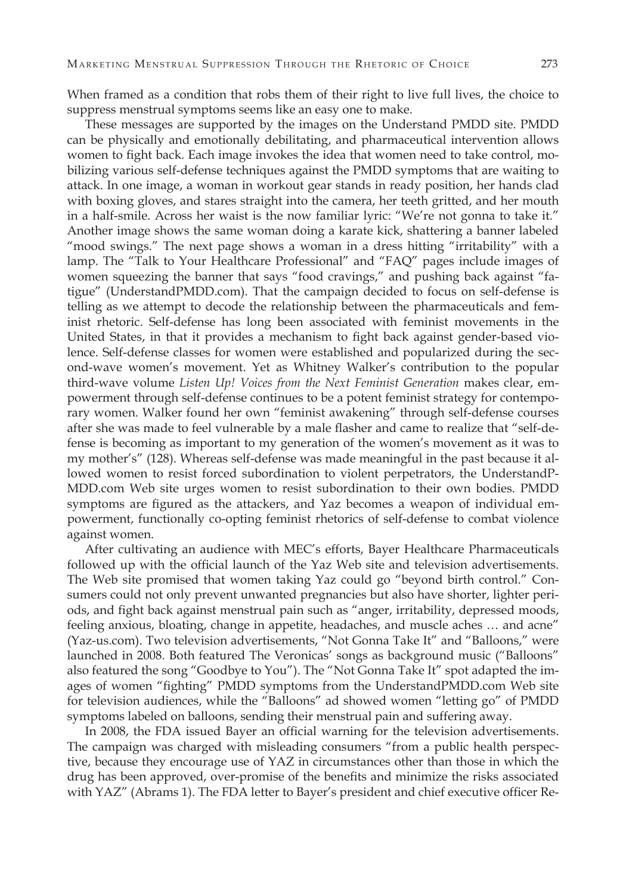When framed as a condition that robs them of their right to live full lives, the choice to suppress menstrual symptoms seems like an easy one to make.

These messages are supported by the images on the Understand PMDD site. PMDD can be physically and emotionally debilitating, and pharmaceutical intervention allows women to fight back. Each image invokes the idea that women need to take control, mobilizing various self-defense techniques against the PMDD symptoms that are waiting to attack. In one image, a woman in workout gear stands in ready position, her hands clad with boxing gloves, and stares straight into the camera, her teeth gritted, and her mouth in a half-smile. Across her waist is the now familiar lyric: "We're not gonna to take it." Another image shows the same woman doing a karate kick, shattering a banner labeled "mood swings." The next page shows a woman in a dress hitting "irritability" with a lamp. The "Talk to Your Healthcare Professional" and "FAQ" pages include images of women squeezing the banner that says "food cravings," and pushing back against "fatigue" (UnderstandPMDD.com). That the campaign decided to focus on self-defense is telling as we attempt to decode the relationship between the pharmaceuticals and feminist rhetoric. Self-defense has long been associated with feminist movements in the United States, in that it provides a mechanism to fight back against gender-based violence. Self-defense classes for women were established and popularized during the second-wave women's movement. Yet as Whitney Walker's contribution to the popular third-wave volume *Listen Up! Voices from the Next Feminist Generation* makes clear, empowerment through self-defense continues to be a potent feminist strategy for contemporary women. Walker found her own "feminist awakening" through self-defense courses after she was made to feel vulnerable by a male flasher and came to realize that "self-defense is becoming as important to my generation of the women's movement as it was to my mother's" (128). Whereas self-defense was made meaningful in the past because it allowed women to resist forced subordination to violent perpetrators, the UnderstandPMDD.com Web site urges women to resist subordination to their own bodies. PMDD symptoms are figured as the attackers, and Yaz becomes a weapon of individual empowerment, functionally co-opting feminist rhetorics of self-defense to combat violence against women.

After cultivating an audience with MEC's efforts, Bayer Healthcare Pharmaceuticals followed up with the official launch of the Yaz Web site and television advertisements. The Web site promised that women taking Yaz could go "beyond birth control." Consumers could not only prevent unwanted pregnancies but also have shorter, lighter periods, and fight back against menstrual pain such as "anger, irritability, depressed moods, feeling anxious, bloating, change in appetite, headaches, and muscle aches … and acne" (Yaz-us.com). Two television advertisements, "Not Gonna Take It" and "Balloons," were launched in 2008. Both featured The Veronicas' songs as background music ("Balloons" also featured the song "Goodbye to You"). The "Not Gonna Take It" spot adapted the images of women "fighting" PMDD symptoms from the UnderstandPMDD.com Web site for television audiences, while the "Balloons" ad showed women "letting go" of PMDD symptoms labeled on balloons, sending their menstrual pain and suffering away.

In 2008, the FDA issued Bayer an official warning for the television advertisements. The campaign was charged with misleading consumers "from a public health perspective, because they encourage use of YAZ in circumstances other than those in which the drug has been approved, over-promise of the benefits and minimize the risks associated with YAZ" (Abrams 1). The FDA letter to Bayer's president and chief executive officer Re-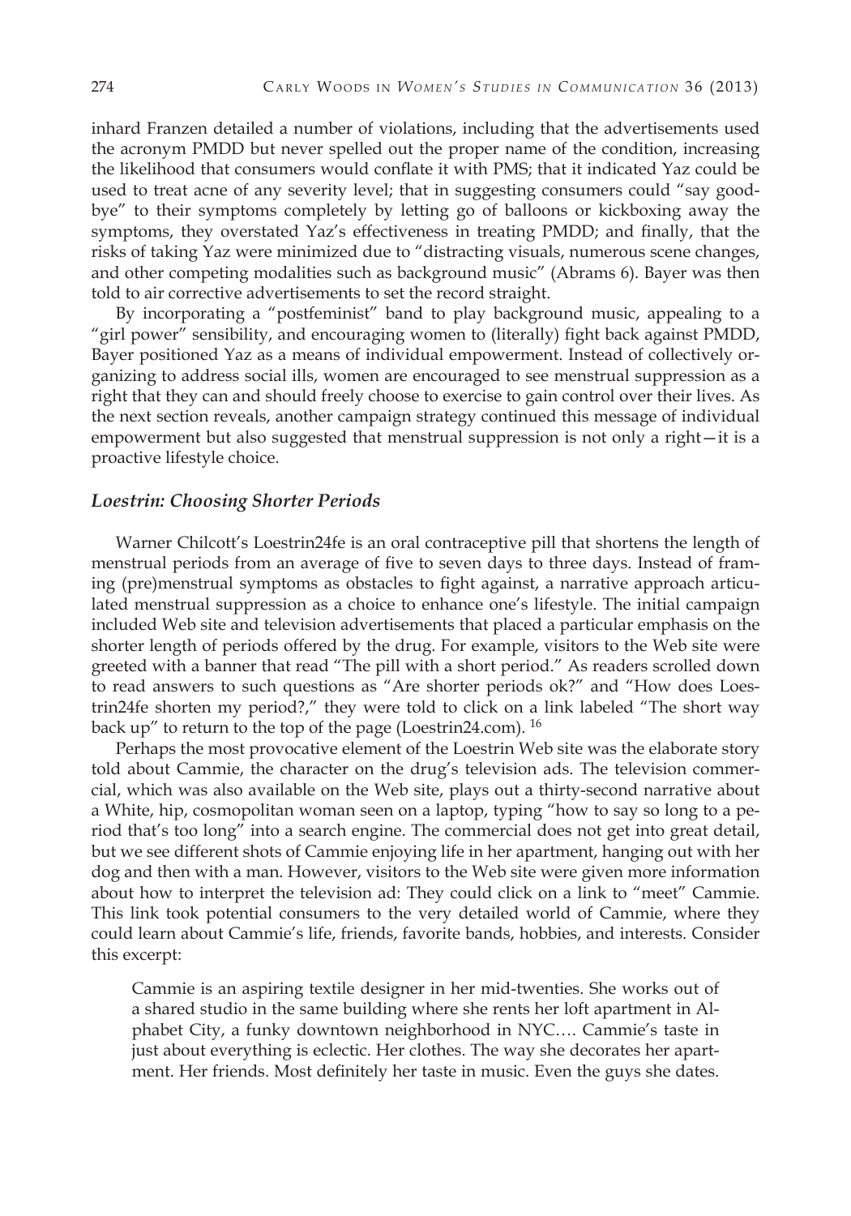inhard Franzen detailed a number of violations, including that the advertisements used the acronym PMDD but never spelled out the proper name of the condition, increasing the likelihood that consumers would conflate it with PMS; that it indicated Yaz could be used to treat acne of any severity level; that in suggesting consumers could "say goodbye" to their symptoms completely by letting go of balloons or kickboxing away the symptoms, they overstated Yaz's effectiveness in treating PMDD; and finally, that the risks of taking Yaz were minimized due to "distracting visuals, numerous scene changes, and other competing modalities such as background music" (Abrams 6). Bayer was then told to air corrective advertisements to set the record straight.

By incorporating a "postfeminist" band to play background music, appealing to a "girl power" sensibility, and encouraging women to (literally) fight back against PMDD, Bayer positioned Yaz as a means of individual empowerment. Instead of collectively organizing to address social ills, women are encouraged to see menstrual suppression as a right that they can and should freely choose to exercise to gain control over their lives. As the next section reveals, another campaign strategy continued this message of individual empowerment but also suggested that menstrual suppression is not only a right—it is a proactive lifestyle choice.

### *Loestrin: Choosing Shorter Periods*

Warner Chilcott's Loestrin24fe is an oral contraceptive pill that shortens the length of menstrual periods from an average of five to seven days to three days. Instead of framing (pre)menstrual symptoms as obstacles to fight against, a narrative approach articulated menstrual suppression as a choice to enhance one's lifestyle. The initial campaign included Web site and television advertisements that placed a particular emphasis on the shorter length of periods offered by the drug. For example, visitors to the Web site were greeted with a banner that read "The pill with a short period." As readers scrolled down to read answers to such questions as "Are shorter periods ok?" and "How does Loestrin24fe shorten my period?," they were told to click on a link labeled "The short way back up" to return to the top of the page (Loestrin24.com). [16]

Perhaps the most provocative element of the Loestrin Web site was the elaborate story told about Cammie, the character on the drug's television ads. The television commercial, which was also available on the Web site, plays out a thirty-second narrative about a White, hip, cosmopolitan woman seen on a laptop, typing "how to say so long to a period that's too long" into a search engine. The commercial does not get into great detail, but we see different shots of Cammie enjoying life in her apartment, hanging out with her dog and then with a man. However, visitors to the Web site were given more information about how to interpret the television ad: They could click on a link to "meet" Cammie. This link took potential consumers to the very detailed world of Cammie, where they could learn about Cammie's life, friends, favorite bands, hobbies, and interests. Consider this excerpt:

> Cammie is an aspiring textile designer in her mid-twenties. She works out of a shared studio in the same building where she rents her loft apartment in Alphabet City, a funky downtown neighborhood in NYC…. Cammie's taste in just about everything is eclectic. Her clothes. The way she decorates her apartment. Her friends. Most definitely her taste in music. Even the guys she dates.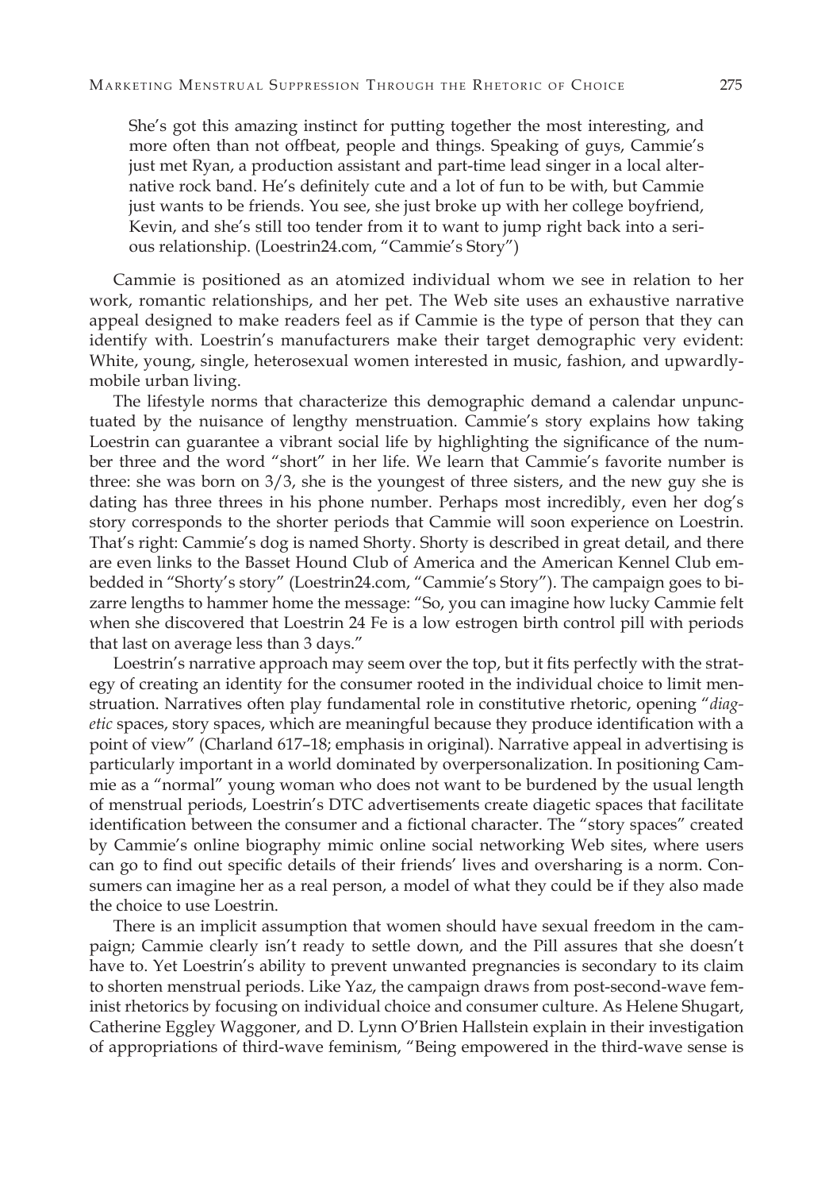She's got this amazing instinct for putting together the most interesting, and more often than not offbeat, people and things. Speaking of guys, Cammie's just met Ryan, a production assistant and part-time lead singer in a local alternative rock band. He's definitely cute and a lot of fun to be with, but Cammie just wants to be friends. You see, she just broke up with her college boyfriend, Kevin, and she's still too tender from it to want to jump right back into a serious relationship. (Loestrin24.com, "Cammie's Story")

Cammie is positioned as an atomized individual whom we see in relation to her work, romantic relationships, and her pet. The Web site uses an exhaustive narrative appeal designed to make readers feel as if Cammie is the type of person that they can identify with. Loestrin's manufacturers make their target demographic very evident: White, young, single, heterosexual women interested in music, fashion, and upwardly-mobile urban living.

The lifestyle norms that characterize this demographic demand a calendar unpunctuated by the nuisance of lengthy menstruation. Cammie's story explains how taking Loestrin can guarantee a vibrant social life by highlighting the significance of the number three and the word "short" in her life. We learn that Cammie's favorite number is three: she was born on 3/3, she is the youngest of three sisters, and the new guy she is dating has three threes in his phone number. Perhaps most incredibly, even her dog's story corresponds to the shorter periods that Cammie will soon experience on Loestrin. That's right: Cammie's dog is named Shorty. Shorty is described in great detail, and there are even links to the Basset Hound Club of America and the American Kennel Club embedded in "Shorty's story" (Loestrin24.com, "Cammie's Story"). The campaign goes to bizarre lengths to hammer home the message: "So, you can imagine how lucky Cammie felt when she discovered that Loestrin 24 Fe is a low estrogen birth control pill with periods that last on average less than 3 days."

Loestrin's narrative approach may seem over the top, but it fits perfectly with the strategy of creating an identity for the consumer rooted in the individual choice to limit menstruation. Narratives often play fundamental role in constitutive rhetoric, opening "*diagetic* spaces, story spaces, which are meaningful because they produce identification with a point of view" (Charland 617–18; emphasis in original). Narrative appeal in advertising is particularly important in a world dominated by overpersonalization. In positioning Cammie as a "normal" young woman who does not want to be burdened by the usual length of menstrual periods, Loestrin's DTC advertisements create diagetic spaces that facilitate identification between the consumer and a fictional character. The "story spaces" created by Cammie's online biography mimic online social networking Web sites, where users can go to find out specific details of their friends' lives and oversharing is a norm. Consumers can imagine her as a real person, a model of what they could be if they also made the choice to use Loestrin.

There is an implicit assumption that women should have sexual freedom in the campaign; Cammie clearly isn't ready to settle down, and the Pill assures that she doesn't have to. Yet Loestrin's ability to prevent unwanted pregnancies is secondary to its claim to shorten menstrual periods. Like Yaz, the campaign draws from post-second-wave feminist rhetorics by focusing on individual choice and consumer culture. As Helene Shugart, Catherine Eggley Waggoner, and D. Lynn O'Brien Hallstein explain in their investigation of appropriations of third-wave feminism, "Being empowered in the third-wave sense is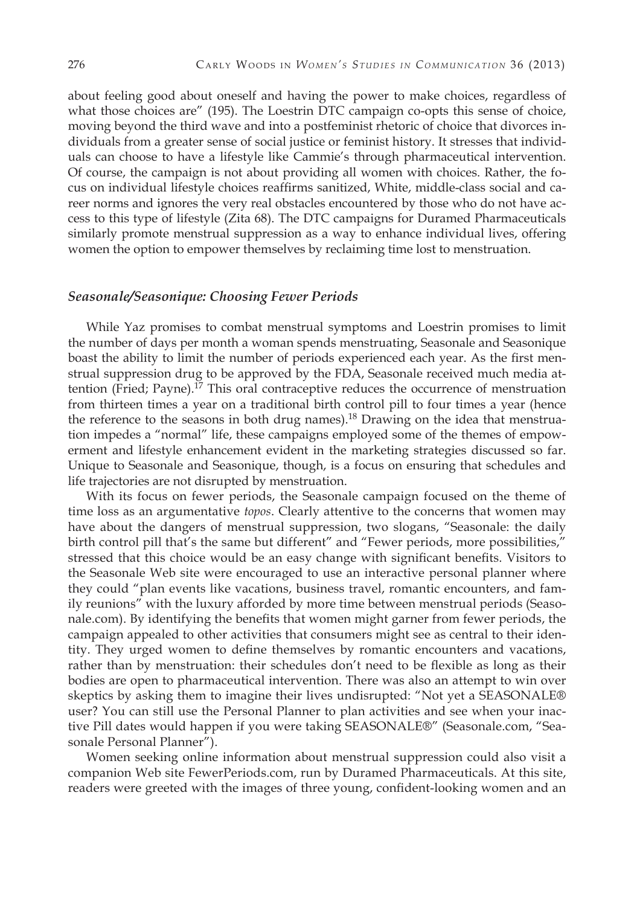about feeling good about oneself and having the power to make choices, regardless of what those choices are" (195). The Loestrin DTC campaign co-opts this sense of choice, moving beyond the third wave and into a postfeminist rhetoric of choice that divorces individuals from a greater sense of social justice or feminist history. It stresses that individuals can choose to have a lifestyle like Cammie's through pharmaceutical intervention. Of course, the campaign is not about providing all women with choices. Rather, the focus on individual lifestyle choices reaffirms sanitized, White, middle-class social and career norms and ignores the very real obstacles encountered by those who do not have access to this type of lifestyle (Zita 68). The DTC campaigns for Duramed Pharmaceuticals similarly promote menstrual suppression as a way to enhance individual lives, offering women the option to empower themselves by reclaiming time lost to menstruation.

### *Seasonale/Seasonique: Choosing Fewer Periods*

While Yaz promises to combat menstrual symptoms and Loestrin promises to limit the number of days per month a woman spends menstruating, Seasonale and Seasonique boast the ability to limit the number of periods experienced each year. As the first menstrual suppression drug to be approved by the FDA, Seasonale received much media attention (Fried; Payne).[17] This oral contraceptive reduces the occurrence of menstruation from thirteen times a year on a traditional birth control pill to four times a year (hence the reference to the seasons in both drug names).[18] Drawing on the idea that menstruation impedes a "normal" life, these campaigns employed some of the themes of empowerment and lifestyle enhancement evident in the marketing strategies discussed so far. Unique to Seasonale and Seasonique, though, is a focus on ensuring that schedules and life trajectories are not disrupted by menstruation.

With its focus on fewer periods, the Seasonale campaign focused on the theme of time loss as an argumentative *topos*. Clearly attentive to the concerns that women may have about the dangers of menstrual suppression, two slogans, "Seasonale: the daily birth control pill that's the same but different" and "Fewer periods, more possibilities," stressed that this choice would be an easy change with significant benefits. Visitors to the Seasonale Web site were encouraged to use an interactive personal planner where they could "plan events like vacations, business travel, romantic encounters, and family reunions" with the luxury afforded by more time between menstrual periods (Seasonale.com). By identifying the benefits that women might garner from fewer periods, the campaign appealed to other activities that consumers might see as central to their identity. They urged women to define themselves by romantic encounters and vacations, rather than by menstruation: their schedules don't need to be flexible as long as their bodies are open to pharmaceutical intervention. There was also an attempt to win over skeptics by asking them to imagine their lives undisrupted: "Not yet a SEASONALE® user? You can still use the Personal Planner to plan activities and see when your inactive Pill dates would happen if you were taking SEASONALE®" (Seasonale.com, "Seasonale Personal Planner").

Women seeking online information about menstrual suppression could also visit a companion Web site FewerPeriods.com, run by Duramed Pharmaceuticals. At this site, readers were greeted with the images of three young, confident-looking women and an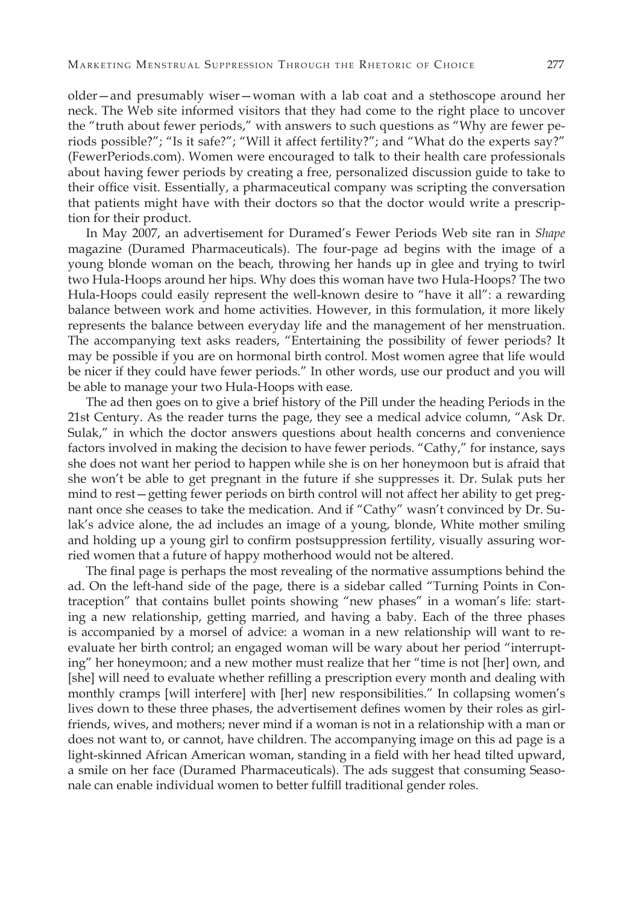older—and presumably wiser—woman with a lab coat and a stethoscope around her neck. The Web site informed visitors that they had come to the right place to uncover the "truth about fewer periods," with answers to such questions as "Why are fewer periods possible?"; "Is it safe?"; "Will it affect fertility?"; and "What do the experts say?" (FewerPeriods.com). Women were encouraged to talk to their health care professionals about having fewer periods by creating a free, personalized discussion guide to take to their office visit. Essentially, a pharmaceutical company was scripting the conversation that patients might have with their doctors so that the doctor would write a prescription for their product.

In May 2007, an advertisement for Duramed's Fewer Periods Web site ran in *Shape* magazine (Duramed Pharmaceuticals). The four-page ad begins with the image of a young blonde woman on the beach, throwing her hands up in glee and trying to twirl two Hula-Hoops around her hips. Why does this woman have two Hula-Hoops? The two Hula-Hoops could easily represent the well-known desire to "have it all": a rewarding balance between work and home activities. However, in this formulation, it more likely represents the balance between everyday life and the management of her menstruation. The accompanying text asks readers, "Entertaining the possibility of fewer periods? It may be possible if you are on hormonal birth control. Most women agree that life would be nicer if they could have fewer periods." In other words, use our product and you will be able to manage your two Hula-Hoops with ease.

The ad then goes on to give a brief history of the Pill under the heading Periods in the 21st Century. As the reader turns the page, they see a medical advice column, "Ask Dr. Sulak," in which the doctor answers questions about health concerns and convenience factors involved in making the decision to have fewer periods. "Cathy," for instance, says she does not want her period to happen while she is on her honeymoon but is afraid that she won't be able to get pregnant in the future if she suppresses it. Dr. Sulak puts her mind to rest—getting fewer periods on birth control will not affect her ability to get pregnant once she ceases to take the medication. And if "Cathy" wasn't convinced by Dr. Sulak's advice alone, the ad includes an image of a young, blonde, White mother smiling and holding up a young girl to confirm postsuppression fertility, visually assuring worried women that a future of happy motherhood would not be altered.

The final page is perhaps the most revealing of the normative assumptions behind the ad. On the left-hand side of the page, there is a sidebar called "Turning Points in Contraception" that contains bullet points showing "new phases" in a woman's life: starting a new relationship, getting married, and having a baby. Each of the three phases is accompanied by a morsel of advice: a woman in a new relationship will want to reevaluate her birth control; an engaged woman will be wary about her period "interrupting" her honeymoon; and a new mother must realize that her "time is not [her] own, and [she] will need to evaluate whether refilling a prescription every month and dealing with monthly cramps [will interfere] with [her] new responsibilities." In collapsing women's lives down to these three phases, the advertisement defines women by their roles as girlfriends, wives, and mothers; never mind if a woman is not in a relationship with a man or does not want to, or cannot, have children. The accompanying image on this ad page is a light-skinned African American woman, standing in a field with her head tilted upward, a smile on her face (Duramed Pharmaceuticals). The ads suggest that consuming Seasonale can enable individual women to better fulfill traditional gender roles.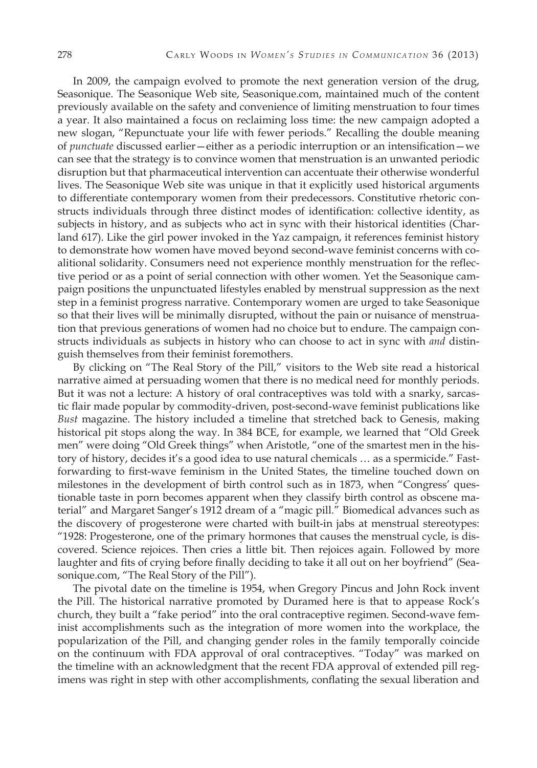In 2009, the campaign evolved to promote the next generation version of the drug, Seasonique. The Seasonique Web site, Seasonique.com, maintained much of the content previously available on the safety and convenience of limiting menstruation to four times a year. It also maintained a focus on reclaiming loss time: the new campaign adopted a new slogan, "Repunctuate your life with fewer periods." Recalling the double meaning of *punctuate* discussed earlier—either as a periodic interruption or an intensification—we can see that the strategy is to convince women that menstruation is an unwanted periodic disruption but that pharmaceutical intervention can accentuate their otherwise wonderful lives. The Seasonique Web site was unique in that it explicitly used historical arguments to differentiate contemporary women from their predecessors. Constitutive rhetoric constructs individuals through three distinct modes of identification: collective identity, as subjects in history, and as subjects who act in sync with their historical identities (Charland 617). Like the girl power invoked in the Yaz campaign, it references feminist history to demonstrate how women have moved beyond second-wave feminist concerns with coalitional solidarity. Consumers need not experience monthly menstruation for the reflective period or as a point of serial connection with other women. Yet the Seasonique campaign positions the unpunctuated lifestyles enabled by menstrual suppression as the next step in a feminist progress narrative. Contemporary women are urged to take Seasonique so that their lives will be minimally disrupted, without the pain or nuisance of menstruation that previous generations of women had no choice but to endure. The campaign constructs individuals as subjects in history who can choose to act in sync with *and* distinguish themselves from their feminist foremothers.

By clicking on "The Real Story of the Pill," visitors to the Web site read a historical narrative aimed at persuading women that there is no medical need for monthly periods. But it was not a lecture: A history of oral contraceptives was told with a snarky, sarcastic flair made popular by commodity-driven, post-second-wave feminist publications like *Bust* magazine. The history included a timeline that stretched back to Genesis, making historical pit stops along the way. In 384 BCE, for example, we learned that "Old Greek men" were doing "Old Greek things" when Aristotle, "one of the smartest men in the history of history, decides it's a good idea to use natural chemicals … as a spermicide." Fast-forwarding to first-wave feminism in the United States, the timeline touched down on milestones in the development of birth control such as in 1873, when "Congress' questionable taste in porn becomes apparent when they classify birth control as obscene material" and Margaret Sanger's 1912 dream of a "magic pill." Biomedical advances such as the discovery of progesterone were charted with built-in jabs at menstrual stereotypes: "1928: Progesterone, one of the primary hormones that causes the menstrual cycle, is discovered. Science rejoices. Then cries a little bit. Then rejoices again. Followed by more laughter and fits of crying before finally deciding to take it all out on her boyfriend" (Seasonique.com, "The Real Story of the Pill").

The pivotal date on the timeline is 1954, when Gregory Pincus and John Rock invent the Pill. The historical narrative promoted by Duramed here is that to appease Rock's church, they built a "fake period" into the oral contraceptive regimen. Second-wave feminist accomplishments such as the integration of more women into the workplace, the popularization of the Pill, and changing gender roles in the family temporally coincide on the continuum with FDA approval of oral contraceptives. "Today" was marked on the timeline with an acknowledgment that the recent FDA approval of extended pill regimens was right in step with other accomplishments, conflating the sexual liberation and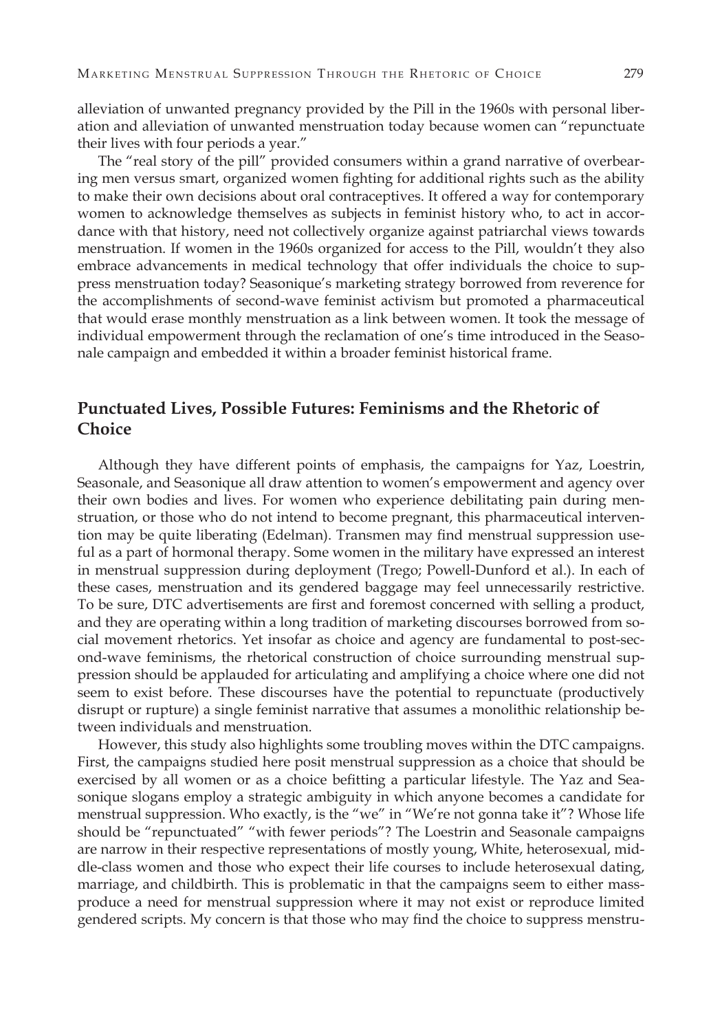alleviation of unwanted pregnancy provided by the Pill in the 1960s with personal liberation and alleviation of unwanted menstruation today because women can "repunctuate their lives with four periods a year."

The "real story of the pill" provided consumers within a grand narrative of overbearing men versus smart, organized women fighting for additional rights such as the ability to make their own decisions about oral contraceptives. It offered a way for contemporary women to acknowledge themselves as subjects in feminist history who, to act in accordance with that history, need not collectively organize against patriarchal views towards menstruation. If women in the 1960s organized for access to the Pill, wouldn't they also embrace advancements in medical technology that offer individuals the choice to suppress menstruation today? Seasonique's marketing strategy borrowed from reverence for the accomplishments of second-wave feminist activism but promoted a pharmaceutical that would erase monthly menstruation as a link between women. It took the message of individual empowerment through the reclamation of one's time introduced in the Seasonale campaign and embedded it within a broader feminist historical frame.

## Punctuated Lives, Possible Futures: Feminisms and the Rhetoric of Choice

Although they have different points of emphasis, the campaigns for Yaz, Loestrin, Seasonale, and Seasonique all draw attention to women's empowerment and agency over their own bodies and lives. For women who experience debilitating pain during menstruation, or those who do not intend to become pregnant, this pharmaceutical intervention may be quite liberating (Edelman). Transmen may find menstrual suppression useful as a part of hormonal therapy. Some women in the military have expressed an interest in menstrual suppression during deployment (Trego; Powell-Dunford et al.). In each of these cases, menstruation and its gendered baggage may feel unnecessarily restrictive. To be sure, DTC advertisements are first and foremost concerned with selling a product, and they are operating within a long tradition of marketing discourses borrowed from social movement rhetorics. Yet insofar as choice and agency are fundamental to post-second-wave feminisms, the rhetorical construction of choice surrounding menstrual suppression should be applauded for articulating and amplifying a choice where one did not seem to exist before. These discourses have the potential to repunctuate (productively disrupt or rupture) a single feminist narrative that assumes a monolithic relationship between individuals and menstruation.

However, this study also highlights some troubling moves within the DTC campaigns. First, the campaigns studied here posit menstrual suppression as a choice that should be exercised by all women or as a choice befitting a particular lifestyle. The Yaz and Seasonique slogans employ a strategic ambiguity in which anyone becomes a candidate for menstrual suppression. Who exactly, is the "we" in "We're not gonna take it"? Whose life should be "repunctuated" "with fewer periods"? The Loestrin and Seasonale campaigns are narrow in their respective representations of mostly young, White, heterosexual, middle-class women and those who expect their life courses to include heterosexual dating, marriage, and childbirth. This is problematic in that the campaigns seem to either mass-produce a need for menstrual suppression where it may not exist or reproduce limited gendered scripts. My concern is that those who may find the choice to suppress menstru-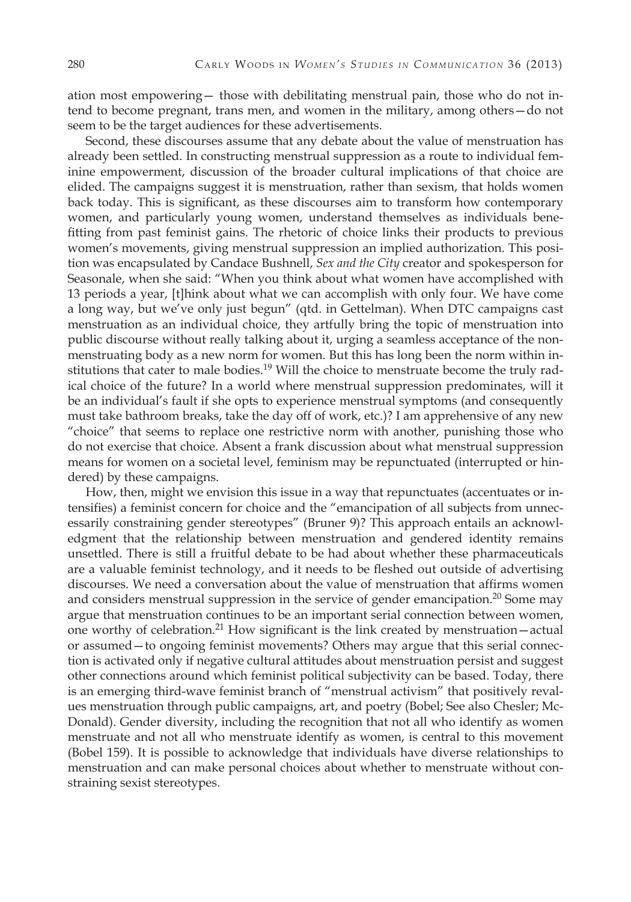ation most empowering— those with debilitating menstrual pain, those who do not intend to become pregnant, trans men, and women in the military, among others—do not seem to be the target audiences for these advertisements.

Second, these discourses assume that any debate about the value of menstruation has already been settled. In constructing menstrual suppression as a route to individual feminine empowerment, discussion of the broader cultural implications of that choice are elided. The campaigns suggest it is menstruation, rather than sexism, that holds women back today. This is significant, as these discourses aim to transform how contemporary women, and particularly young women, understand themselves as individuals benefitting from past feminist gains. The rhetoric of choice links their products to previous women's movements, giving menstrual suppression an implied authorization. This position was encapsulated by Candace Bushnell, *Sex and the City* creator and spokesperson for Seasonale, when she said: "When you think about what women have accomplished with 13 periods a year, [t]hink about what we can accomplish with only four. We have come a long way, but we've only just begun" (qtd. in Gettelman). When DTC campaigns cast menstruation as an individual choice, they artfully bring the topic of menstruation into public discourse without really talking about it, urging a seamless acceptance of the nonmenstruating body as a new norm for women. But this has long been the norm within institutions that cater to male bodies.[19] Will the choice to menstruate become the truly radical choice of the future? In a world where menstrual suppression predominates, will it be an individual's fault if she opts to experience menstrual symptoms (and consequently must take bathroom breaks, take the day off of work, etc.)? I am apprehensive of any new "choice" that seems to replace one restrictive norm with another, punishing those who do not exercise that choice. Absent a frank discussion about what menstrual suppression means for women on a societal level, feminism may be repunctuated (interrupted or hindered) by these campaigns.

How, then, might we envision this issue in a way that repunctuates (accentuates or intensifies) a feminist concern for choice and the "emancipation of all subjects from unnecessarily constraining gender stereotypes" (Bruner 9)? This approach entails an acknowledgment that the relationship between menstruation and gendered identity remains unsettled. There is still a fruitful debate to be had about whether these pharmaceuticals are a valuable feminist technology, and it needs to be fleshed out outside of advertising discourses. We need a conversation about the value of menstruation that affirms women and considers menstrual suppression in the service of gender emancipation.[20] Some may argue that menstruation continues to be an important serial connection between women, one worthy of celebration.[21] How significant is the link created by menstruation—actual or assumed—to ongoing feminist movements? Others may argue that this serial connection is activated only if negative cultural attitudes about menstruation persist and suggest other connections around which feminist political subjectivity can be based. Today, there is an emerging third-wave feminist branch of "menstrual activism" that positively revalues menstruation through public campaigns, art, and poetry (Bobel; See also Chesler; McDonald). Gender diversity, including the recognition that not all who identify as women menstruate and not all who menstruate identify as women, is central to this movement (Bobel 159). It is possible to acknowledge that individuals have diverse relationships to menstruation and can make personal choices about whether to menstruate without constraining sexist stereotypes.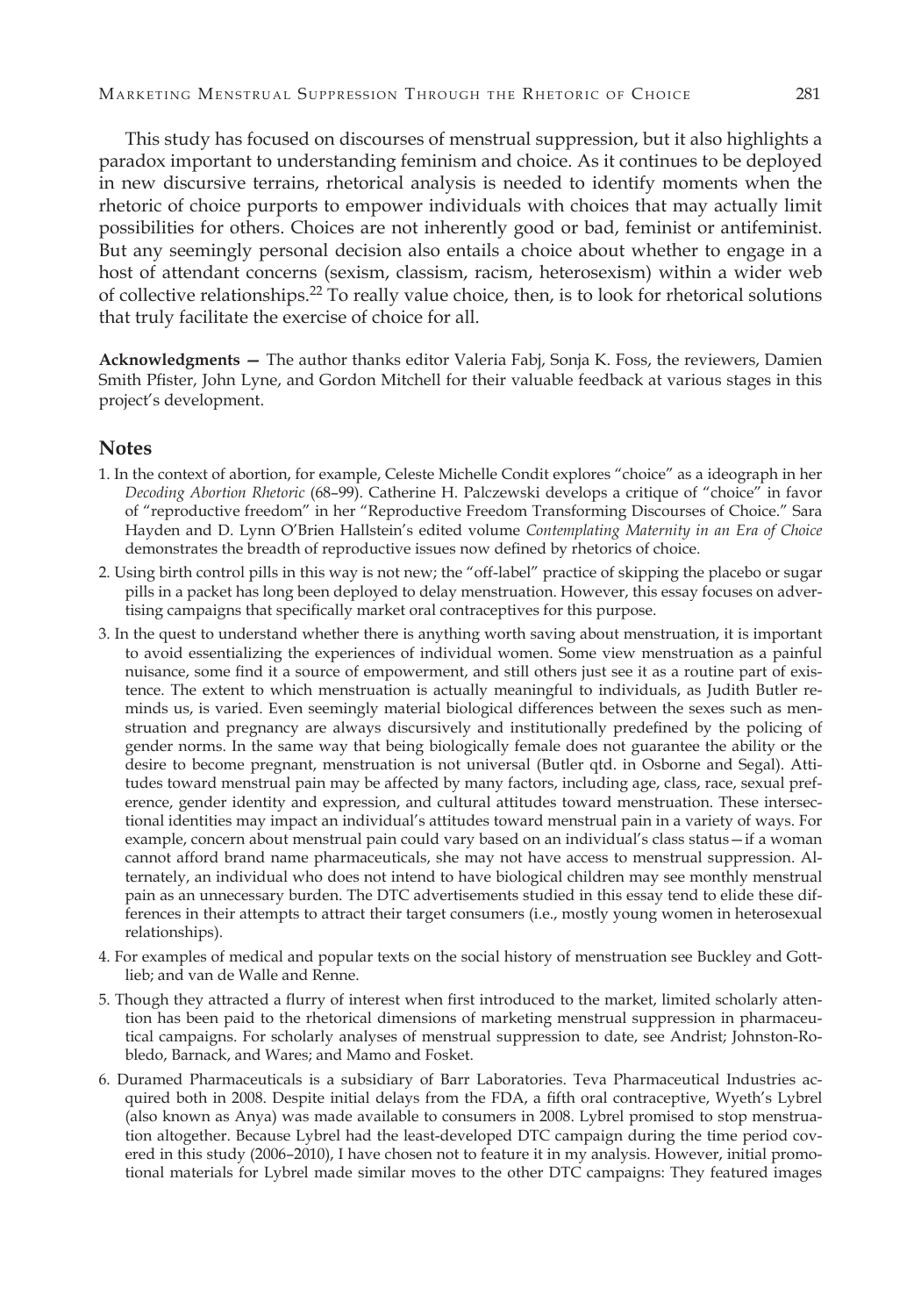This study has focused on discourses of menstrual suppression, but it also highlights a paradox important to understanding feminism and choice. As it continues to be deployed in new discursive terrains, rhetorical analysis is needed to identify moments when the rhetoric of choice purports to empower individuals with choices that may actually limit possibilities for others. Choices are not inherently good or bad, feminist or antifeminist. But any seemingly personal decision also entails a choice about whether to engage in a host of attendant concerns (sexism, classism, racism, heterosexism) within a wider web of collective relationships.[22] To really value choice, then, is to look for rhetorical solutions that truly facilitate the exercise of choice for all.

**Acknowledgments —** The author thanks editor Valeria Fabj, Sonja K. Foss, the reviewers, Damien Smith Pfister, John Lyne, and Gordon Mitchell for their valuable feedback at various stages in this project's development.

## Notes

1. In the context of abortion, for example, Celeste Michelle Condit explores "choice" as a ideograph in her *Decoding Abortion Rhetoric* (68–99). Catherine H. Palczewski develops a critique of "choice" in favor of "reproductive freedom" in her "Reproductive Freedom Transforming Discourses of Choice." Sara Hayden and D. Lynn O'Brien Hallstein's edited volume *Contemplating Maternity in an Era of Choice* demonstrates the breadth of reproductive issues now defined by rhetorics of choice.
2. Using birth control pills in this way is not new; the "off-label" practice of skipping the placebo or sugar pills in a packet has long been deployed to delay menstruation. However, this essay focuses on advertising campaigns that specifically market oral contraceptives for this purpose.
3. In the quest to understand whether there is anything worth saving about menstruation, it is important to avoid essentializing the experiences of individual women. Some view menstruation as a painful nuisance, some find it a source of empowerment, and still others just see it as a routine part of existence. The extent to which menstruation is actually meaningful to individuals, as Judith Butler reminds us, is varied. Even seemingly material biological differences between the sexes such as menstruation and pregnancy are always discursively and institutionally predefined by the policing of gender norms. In the same way that being biologically female does not guarantee the ability or the desire to become pregnant, menstruation is not universal (Butler qtd. in Osborne and Segal). Attitudes toward menstrual pain may be affected by many factors, including age, class, race, sexual preference, gender identity and expression, and cultural attitudes toward menstruation. These intersectional identities may impact an individual's attitudes toward menstrual pain in a variety of ways. For example, concern about menstrual pain could vary based on an individual's class status—if a woman cannot afford brand name pharmaceuticals, she may not have access to menstrual suppression. Alternately, an individual who does not intend to have biological children may see monthly menstrual pain as an unnecessary burden. The DTC advertisements studied in this essay tend to elide these differences in their attempts to attract their target consumers (i.e., mostly young women in heterosexual relationships).
4. For examples of medical and popular texts on the social history of menstruation see Buckley and Gottlieb; and van de Walle and Renne.
5. Though they attracted a flurry of interest when first introduced to the market, limited scholarly attention has been paid to the rhetorical dimensions of marketing menstrual suppression in pharmaceutical campaigns. For scholarly analyses of menstrual suppression to date, see Andrist; Johnston-Robledo, Barnack, and Wares; and Mamo and Fosket.
6. Duramed Pharmaceuticals is a subsidiary of Barr Laboratories. Teva Pharmaceutical Industries acquired both in 2008. Despite initial delays from the FDA, a fifth oral contraceptive, Wyeth's Lybrel (also known as Anya) was made available to consumers in 2008. Lybrel promised to stop menstruation altogether. Because Lybrel had the least-developed DTC campaign during the time period covered in this study (2006–2010), I have chosen not to feature it in my analysis. However, initial promotional materials for Lybrel made similar moves to the other DTC campaigns: They featured images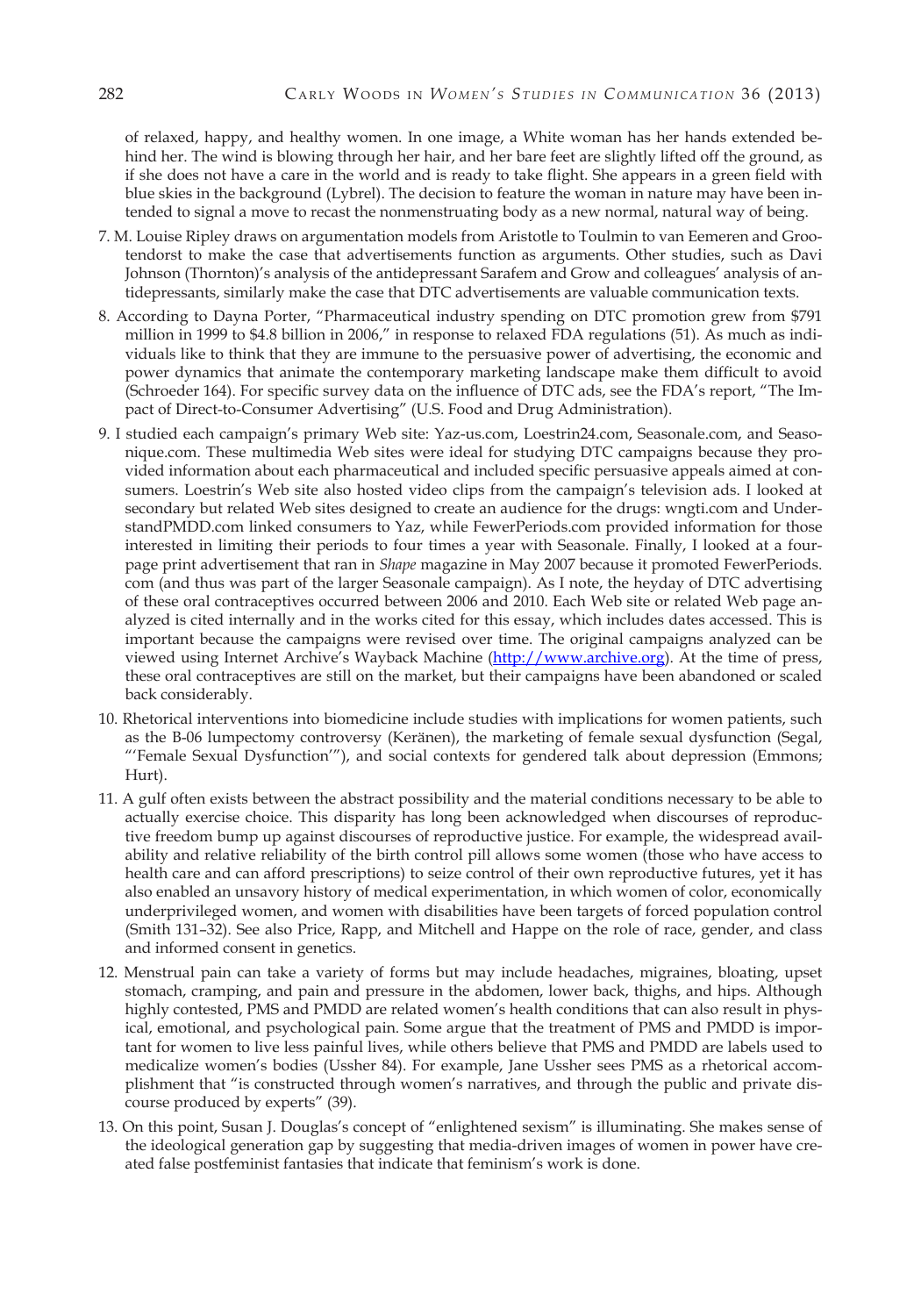of relaxed, happy, and healthy women. In one image, a White woman has her hands extended behind her. The wind is blowing through her hair, and her bare feet are slightly lifted off the ground, as if she does not have a care in the world and is ready to take flight. She appears in a green field with blue skies in the background (Lybrel). The decision to feature the woman in nature may have been intended to signal a move to recast the nonmenstruating body as a new normal, natural way of being.

7. M. Louise Ripley draws on argumentation models from Aristotle to Toulmin to van Eemeren and Grootendorst to make the case that advertisements function as arguments. Other studies, such as Davi Johnson (Thornton)'s analysis of the antidepressant Sarafem and Grow and colleagues' analysis of antidepressants, similarly make the case that DTC advertisements are valuable communication texts.

8. According to Dayna Porter, "Pharmaceutical industry spending on DTC promotion grew from $791 million in 1999 to $4.8 billion in 2006," in response to relaxed FDA regulations (51). As much as individuals like to think that they are immune to the persuasive power of advertising, the economic and power dynamics that animate the contemporary marketing landscape make them difficult to avoid (Schroeder 164). For specific survey data on the influence of DTC ads, see the FDA's report, "The Impact of Direct-to-Consumer Advertising" (U.S. Food and Drug Administration).

9. I studied each campaign's primary Web site: Yaz-us.com, Loestrin24.com, Seasonale.com, and Seasonique.com. These multimedia Web sites were ideal for studying DTC campaigns because they provided information about each pharmaceutical and included specific persuasive appeals aimed at consumers. Loestrin's Web site also hosted video clips from the campaign's television ads. I looked at secondary but related Web sites designed to create an audience for the drugs: wngti.com and UnderstandPMDD.com linked consumers to Yaz, while FewerPeriods.com provided information for those interested in limiting their periods to four times a year with Seasonale. Finally, I looked at a four-page print advertisement that ran in *Shape* magazine in May 2007 because it promoted FewerPeriods.com (and thus was part of the larger Seasonale campaign). As I note, the heyday of DTC advertising of these oral contraceptives occurred between 2006 and 2010. Each Web site or related Web page analyzed is cited internally and in the works cited for this essay, which includes dates accessed. This is important because the campaigns were revised over time. The original campaigns analyzed can be viewed using Internet Archive's Wayback Machine (http://www.archive.org). At the time of press, these oral contraceptives are still on the market, but their campaigns have been abandoned or scaled back considerably.

10. Rhetorical interventions into biomedicine include studies with implications for women patients, such as the B-06 lumpectomy controversy (Keränen), the marketing of female sexual dysfunction (Segal, "'Female Sexual Dysfunction'"), and social contexts for gendered talk about depression (Emmons; Hurt).

11. A gulf often exists between the abstract possibility and the material conditions necessary to be able to actually exercise choice. This disparity has long been acknowledged when discourses of reproductive freedom bump up against discourses of reproductive justice. For example, the widespread availability and relative reliability of the birth control pill allows some women (those who have access to health care and can afford prescriptions) to seize control of their own reproductive futures, yet it has also enabled an unsavory history of medical experimentation, in which women of color, economically underprivileged women, and women with disabilities have been targets of forced population control (Smith 131–32). See also Price, Rapp, and Mitchell and Happe on the role of race, gender, and class and informed consent in genetics.

12. Menstrual pain can take a variety of forms but may include headaches, migraines, bloating, upset stomach, cramping, and pain and pressure in the abdomen, lower back, thighs, and hips. Although highly contested, PMS and PMDD are related women's health conditions that can also result in physical, emotional, and psychological pain. Some argue that the treatment of PMS and PMDD is important for women to live less painful lives, while others believe that PMS and PMDD are labels used to medicalize women's bodies (Ussher 84). For example, Jane Ussher sees PMS as a rhetorical accomplishment that "is constructed through women's narratives, and through the public and private discourse produced by experts" (39).

13. On this point, Susan J. Douglas's concept of "enlightened sexism" is illuminating. She makes sense of the ideological generation gap by suggesting that media-driven images of women in power have created false postfeminist fantasies that indicate that feminism's work is done.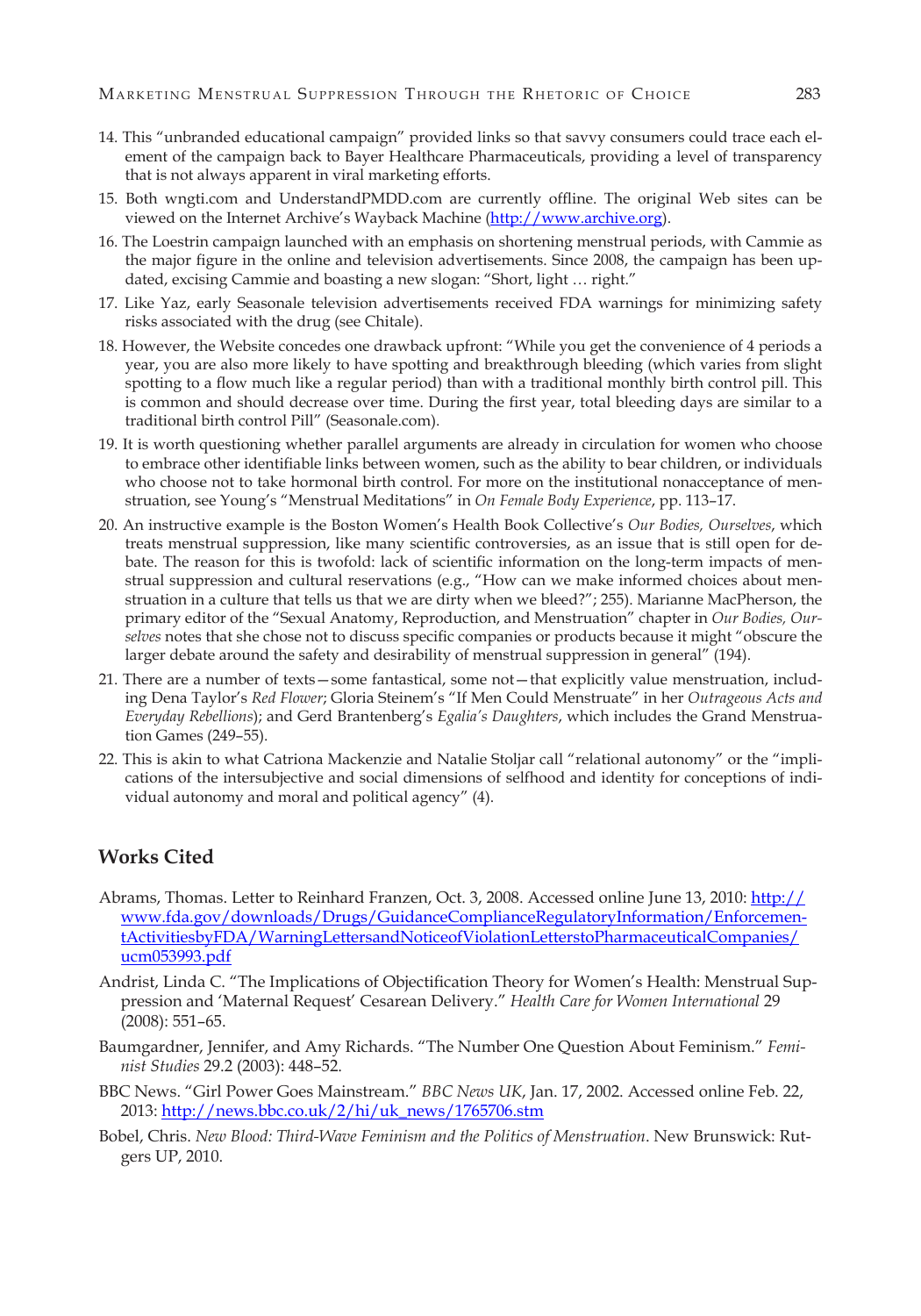14. This "unbranded educational campaign" provided links so that savvy consumers could trace each element of the campaign back to Bayer Healthcare Pharmaceuticals, providing a level of transparency that is not always apparent in viral marketing efforts.
15. Both wngti.com and UnderstandPMDD.com are currently offline. The original Web sites can be viewed on the Internet Archive's Wayback Machine (http://www.archive.org).
16. The Loestrin campaign launched with an emphasis on shortening menstrual periods, with Cammie as the major figure in the online and television advertisements. Since 2008, the campaign has been updated, excising Cammie and boasting a new slogan: "Short, light … right."
17. Like Yaz, early Seasonale television advertisements received FDA warnings for minimizing safety risks associated with the drug (see Chitale).
18. However, the Website concedes one drawback upfront: "While you get the convenience of 4 periods a year, you are also more likely to have spotting and breakthrough bleeding (which varies from slight spotting to a flow much like a regular period) than with a traditional monthly birth control pill. This is common and should decrease over time. During the first year, total bleeding days are similar to a traditional birth control Pill" (Seasonale.com).
19. It is worth questioning whether parallel arguments are already in circulation for women who choose to embrace other identifiable links between women, such as the ability to bear children, or individuals who choose not to take hormonal birth control. For more on the institutional nonacceptance of menstruation, see Young's "Menstrual Meditations" in *On Female Body Experience*, pp. 113–17.
20. An instructive example is the Boston Women's Health Book Collective's *Our Bodies, Ourselves*, which treats menstrual suppression, like many scientific controversies, as an issue that is still open for debate. The reason for this is twofold: lack of scientific information on the long-term impacts of menstrual suppression and cultural reservations (e.g., "How can we make informed choices about menstruation in a culture that tells us that we are dirty when we bleed?"; 255). Marianne MacPherson, the primary editor of the "Sexual Anatomy, Reproduction, and Menstruation" chapter in *Our Bodies, Ourselves* notes that she chose not to discuss specific companies or products because it might "obscure the larger debate around the safety and desirability of menstrual suppression in general" (194).
21. There are a number of texts—some fantastical, some not—that explicitly value menstruation, including Dena Taylor's *Red Flower*; Gloria Steinem's "If Men Could Menstruate" in her *Outrageous Acts and Everyday Rebellions*); and Gerd Brantenberg's *Egalia's Daughters*, which includes the Grand Menstruation Games (249–55).
22. This is akin to what Catriona Mackenzie and Natalie Stoljar call "relational autonomy" or the "implications of the intersubjective and social dimensions of selfhood and identity for conceptions of individual autonomy and moral and political agency" (4).

## Works Cited

Abrams, Thomas. Letter to Reinhard Franzen, Oct. 3, 2008. Accessed online June 13, 2010: http://www.fda.gov/downloads/Drugs/GuidanceComplianceRegulatoryInformation/EnforcementActivitiesbyFDA/WarningLettersandNoticeofViolationLetterstoPharmaceuticalCompanies/ucm053993.pdf

Andrist, Linda C. "The Implications of Objectification Theory for Women's Health: Menstrual Suppression and 'Maternal Request' Cesarean Delivery." *Health Care for Women International* 29 (2008): 551–65.

Baumgardner, Jennifer, and Amy Richards. "The Number One Question About Feminism." *Feminist Studies* 29.2 (2003): 448–52.

BBC News. "Girl Power Goes Mainstream." *BBC News UK*, Jan. 17, 2002. Accessed online Feb. 22, 2013: http://news.bbc.co.uk/2/hi/uk_news/1765706.stm

Bobel, Chris. *New Blood: Third-Wave Feminism and the Politics of Menstruation*. New Brunswick: Rutgers UP, 2010.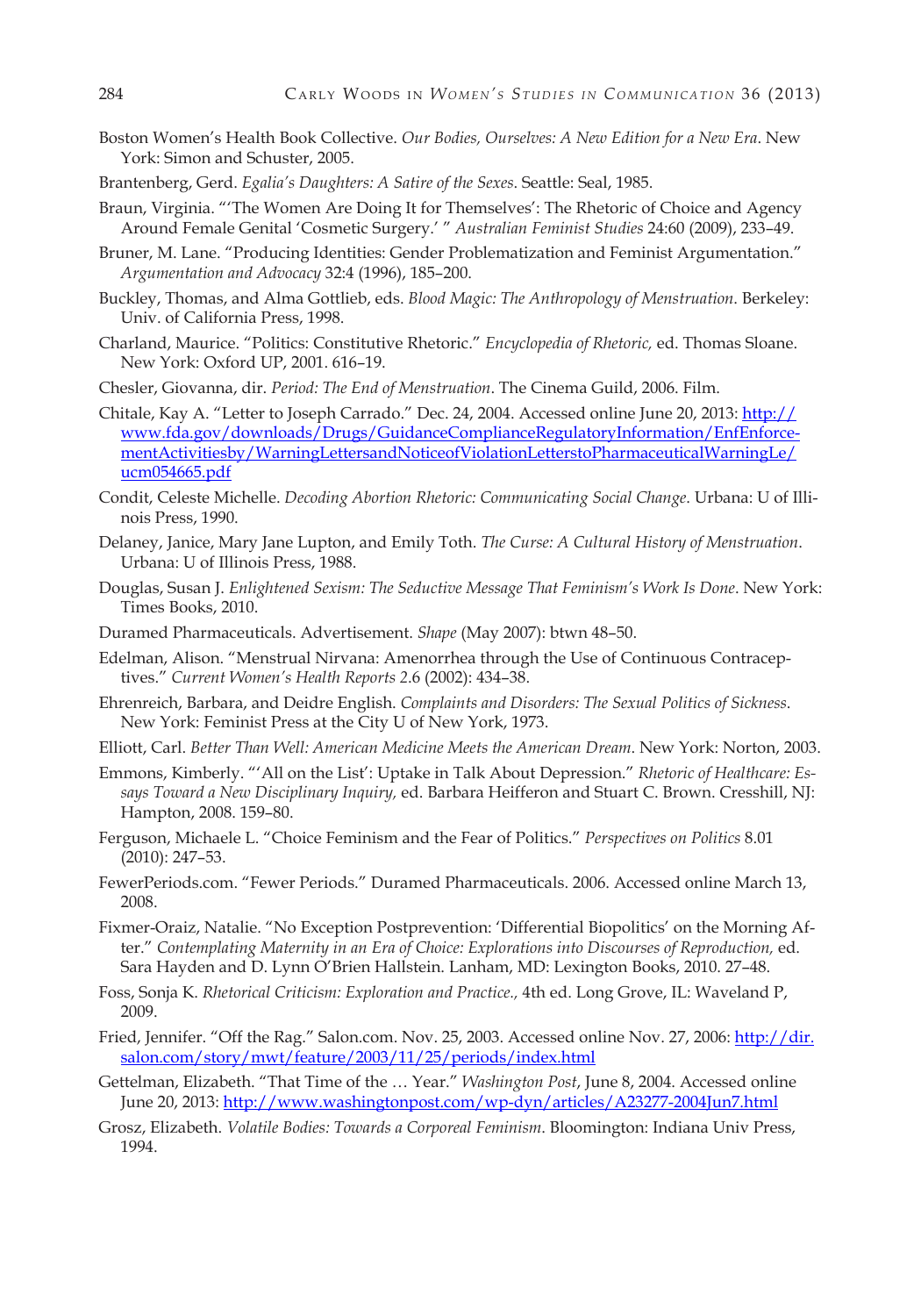Boston Women's Health Book Collective. *Our Bodies, Ourselves: A New Edition for a New Era*. New York: Simon and Schuster, 2005.

Brantenberg, Gerd. *Egalia's Daughters: A Satire of the Sexes*. Seattle: Seal, 1985.

Braun, Virginia. "'The Women Are Doing It for Themselves': The Rhetoric of Choice and Agency Around Female Genital 'Cosmetic Surgery.' " *Australian Feminist Studies* 24:60 (2009), 233–49.

Bruner, M. Lane. "Producing Identities: Gender Problematization and Feminist Argumentation." *Argumentation and Advocacy* 32:4 (1996), 185–200.

Buckley, Thomas, and Alma Gottlieb, eds. *Blood Magic: The Anthropology of Menstruation*. Berkeley: Univ. of California Press, 1998.

Charland, Maurice. "Politics: Constitutive Rhetoric." *Encyclopedia of Rhetoric,* ed. Thomas Sloane. New York: Oxford UP, 2001. 616–19.

Chesler, Giovanna, dir. *Period: The End of Menstruation*. The Cinema Guild, 2006. Film.

Chitale, Kay A. "Letter to Joseph Carrado." Dec. 24, 2004. Accessed online June 20, 2013: http://www.fda.gov/downloads/Drugs/GuidanceComplianceRegulatoryInformation/EnfEnforcementActivitiesby/WarningLettersandNoticeofViolationLetterstoPharmaceuticalWarningLe/ucm054665.pdf

Condit, Celeste Michelle. *Decoding Abortion Rhetoric: Communicating Social Change*. Urbana: U of Illinois Press, 1990.

Delaney, Janice, Mary Jane Lupton, and Emily Toth. *The Curse: A Cultural History of Menstruation*. Urbana: U of Illinois Press, 1988.

Douglas, Susan J. *Enlightened Sexism: The Seductive Message That Feminism's Work Is Done*. New York: Times Books, 2010.

Duramed Pharmaceuticals. Advertisement. *Shape* (May 2007): btwn 48–50.

Edelman, Alison. "Menstrual Nirvana: Amenorrhea through the Use of Continuous Contraceptives." *Current Women's Health Reports* 2.6 (2002): 434–38.

Ehrenreich, Barbara, and Deidre English. *Complaints and Disorders: The Sexual Politics of Sickness*. New York: Feminist Press at the City U of New York, 1973.

Elliott, Carl. *Better Than Well: American Medicine Meets the American Dream*. New York: Norton, 2003.

Emmons, Kimberly. "'All on the List': Uptake in Talk About Depression." *Rhetoric of Healthcare: Essays Toward a New Disciplinary Inquiry,* ed. Barbara Heifferon and Stuart C. Brown. Cresshill, NJ: Hampton, 2008. 159–80.

Ferguson, Michaele L. "Choice Feminism and the Fear of Politics." *Perspectives on Politics* 8.01 (2010): 247–53.

FewerPeriods.com. "Fewer Periods." Duramed Pharmaceuticals. 2006. Accessed online March 13, 2008.

Fixmer-Oraiz, Natalie. "No Exception Postprevention: 'Differential Biopolitics' on the Morning After." *Contemplating Maternity in an Era of Choice: Explorations into Discourses of Reproduction,* ed. Sara Hayden and D. Lynn O'Brien Hallstein. Lanham, MD: Lexington Books, 2010. 27–48.

Foss, Sonja K. *Rhetorical Criticism: Exploration and Practice.,* 4th ed. Long Grove, IL: Waveland P, 2009.

Fried, Jennifer. "Off the Rag." Salon.com. Nov. 25, 2003. Accessed online Nov. 27, 2006: http://dir.salon.com/story/mwt/feature/2003/11/25/periods/index.html

Gettelman, Elizabeth. "That Time of the … Year." *Washington Post*, June 8, 2004. Accessed online June 20, 2013: http://www.washingtonpost.com/wp-dyn/articles/A23277-2004Jun7.html

Grosz, Elizabeth. *Volatile Bodies: Towards a Corporeal Feminism*. Bloomington: Indiana Univ Press, 1994.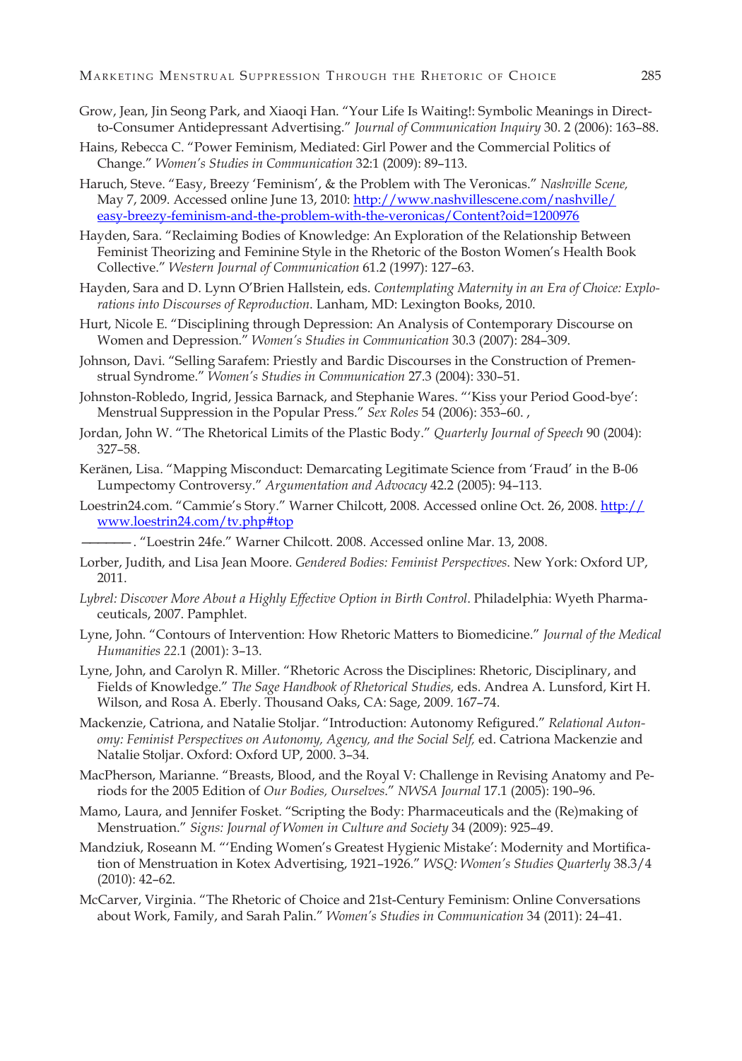Grow, Jean, Jin Seong Park, and Xiaoqi Han. "Your Life Is Waiting!: Symbolic Meanings in Direct-to-Consumer Antidepressant Advertising." *Journal of Communication Inquiry* 30. 2 (2006): 163–88.

Hains, Rebecca C. "Power Feminism, Mediated: Girl Power and the Commercial Politics of Change." *Women's Studies in Communication* 32:1 (2009): 89–113.

Haruch, Steve. "Easy, Breezy 'Feminism', & the Problem with The Veronicas." *Nashville Scene,* May 7, 2009. Accessed online June 13, 2010: http://www.nashvillescene.com/nashville/easy-breezy-feminism-and-the-problem-with-the-veronicas/Content?oid=1200976

Hayden, Sara. "Reclaiming Bodies of Knowledge: An Exploration of the Relationship Between Feminist Theorizing and Feminine Style in the Rhetoric of the Boston Women's Health Book Collective." *Western Journal of Communication* 61.2 (1997): 127–63.

Hayden, Sara and D. Lynn O'Brien Hallstein, eds. *Contemplating Maternity in an Era of Choice: Explorations into Discourses of Reproduction*. Lanham, MD: Lexington Books, 2010.

Hurt, Nicole E. "Disciplining through Depression: An Analysis of Contemporary Discourse on Women and Depression." *Women's Studies in Communication* 30.3 (2007): 284–309.

Johnson, Davi. "Selling Sarafem: Priestly and Bardic Discourses in the Construction of Premenstrual Syndrome." *Women's Studies in Communication* 27.3 (2004): 330–51.

Johnston-Robledo, Ingrid, Jessica Barnack, and Stephanie Wares. "'Kiss your Period Good-bye': Menstrual Suppression in the Popular Press." *Sex Roles* 54 (2006): 353–60. ,

Jordan, John W. "The Rhetorical Limits of the Plastic Body." *Quarterly Journal of Speech* 90 (2004): 327–58.

Keränen, Lisa. "Mapping Misconduct: Demarcating Legitimate Science from 'Fraud' in the B-06 Lumpectomy Controversy." *Argumentation and Advocacy* 42.2 (2005): 94–113.

Loestrin24.com. "Cammie's Story." Warner Chilcott, 2008. Accessed online Oct. 26, 2008. http://www.loestrin24.com/tv.php#top

———. "Loestrin 24fe." Warner Chilcott. 2008. Accessed online Mar. 13, 2008.

Lorber, Judith, and Lisa Jean Moore. *Gendered Bodies: Feminist Perspectives*. New York: Oxford UP, 2011.

*Lybrel: Discover More About a Highly Effective Option in Birth Control*. Philadelphia: Wyeth Pharmaceuticals, 2007. Pamphlet.

Lyne, John. "Contours of Intervention: How Rhetoric Matters to Biomedicine." *Journal of the Medical Humanities 22*.1 (2001): 3–13.

Lyne, John, and Carolyn R. Miller. "Rhetoric Across the Disciplines: Rhetoric, Disciplinary, and Fields of Knowledge." *The Sage Handbook of Rhetorical Studies,* eds. Andrea A. Lunsford, Kirt H. Wilson, and Rosa A. Eberly. Thousand Oaks, CA: Sage, 2009. 167–74.

Mackenzie, Catriona, and Natalie Stoljar. "Introduction: Autonomy Refigured." *Relational Autonomy: Feminist Perspectives on Autonomy, Agency, and the Social Self,* ed. Catriona Mackenzie and Natalie Stoljar. Oxford: Oxford UP, 2000. 3–34.

MacPherson, Marianne. "Breasts, Blood, and the Royal V: Challenge in Revising Anatomy and Periods for the 2005 Edition of *Our Bodies, Ourselves*." *NWSA Journal* 17.1 (2005): 190–96.

Mamo, Laura, and Jennifer Fosket. "Scripting the Body: Pharmaceuticals and the (Re)making of Menstruation." *Signs: Journal of Women in Culture and Society* 34 (2009): 925–49.

Mandziuk, Roseann M. "'Ending Women's Greatest Hygienic Mistake': Modernity and Mortification of Menstruation in Kotex Advertising, 1921–1926." *WSQ: Women's Studies Quarterly* 38.3/4 (2010): 42–62.

McCarver, Virginia. "The Rhetoric of Choice and 21st-Century Feminism: Online Conversations about Work, Family, and Sarah Palin." *Women's Studies in Communication* 34 (2011): 24–41.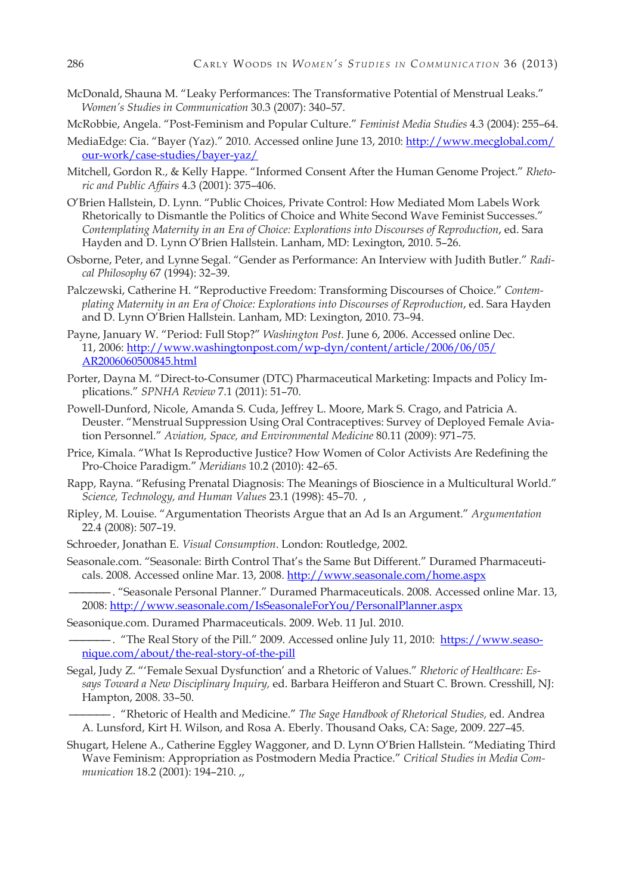McDonald, Shauna M. "Leaky Performances: The Transformative Potential of Menstrual Leaks." *Women's Studies in Communication* 30.3 (2007): 340–57.

McRobbie, Angela. "Post-Feminism and Popular Culture." *Feminist Media Studies* 4.3 (2004): 255–64.

MediaEdge: Cia. "Bayer (Yaz)." 2010. Accessed online June 13, 2010: http://www.mecglobal.com/our-work/case-studies/bayer-yaz/

Mitchell, Gordon R., & Kelly Happe. "Informed Consent After the Human Genome Project." *Rhetoric and Public Affairs* 4.3 (2001): 375–406.

O'Brien Hallstein, D. Lynn. "Public Choices, Private Control: How Mediated Mom Labels Work Rhetorically to Dismantle the Politics of Choice and White Second Wave Feminist Successes." *Contemplating Maternity in an Era of Choice: Explorations into Discourses of Reproduction*, ed. Sara Hayden and D. Lynn O'Brien Hallstein. Lanham, MD: Lexington, 2010. 5–26.

Osborne, Peter, and Lynne Segal. "Gender as Performance: An Interview with Judith Butler." *Radical Philosophy* 67 (1994): 32–39.

Palczewski, Catherine H. "Reproductive Freedom: Transforming Discourses of Choice." *Contemplating Maternity in an Era of Choice: Explorations into Discourses of Reproduction*, ed. Sara Hayden and D. Lynn O'Brien Hallstein. Lanham, MD: Lexington, 2010. 73–94.

Payne, January W. "Period: Full Stop?" *Washington Post*. June 6, 2006. Accessed online Dec. 11, 2006: http://www.washingtonpost.com/wp-dyn/content/article/2006/06/05/AR2006060500845.html

Porter, Dayna M. "Direct-to-Consumer (DTC) Pharmaceutical Marketing: Impacts and Policy Implications." *SPNHA Review* 7.1 (2011): 51–70.

Powell-Dunford, Nicole, Amanda S. Cuda, Jeffrey L. Moore, Mark S. Crago, and Patricia A. Deuster. "Menstrual Suppression Using Oral Contraceptives: Survey of Deployed Female Aviation Personnel." *Aviation, Space, and Environmental Medicine* 80.11 (2009): 971–75.

Price, Kimala. "What Is Reproductive Justice? How Women of Color Activists Are Redefining the Pro-Choice Paradigm." *Meridians* 10.2 (2010): 42–65.

Rapp, Rayna. "Refusing Prenatal Diagnosis: The Meanings of Bioscience in a Multicultural World." *Science, Technology, and Human Values* 23.1 (1998): 45–70. ,

Ripley, M. Louise. "Argumentation Theorists Argue that an Ad Is an Argument." *Argumentation* 22.4 (2008): 507–19.

Schroeder, Jonathan E. *Visual Consumption*. London: Routledge, 2002.

Seasonale.com. "Seasonale: Birth Control That's the Same But Different." Duramed Pharmaceuticals. 2008. Accessed online Mar. 13, 2008. http://www.seasonale.com/home.aspx

———. "Seasonale Personal Planner." Duramed Pharmaceuticals. 2008. Accessed online Mar. 13, 2008: http://www.seasonale.com/IsSeasonaleForYou/PersonalPlanner.aspx

Seasonique.com. Duramed Pharmaceuticals. 2009. Web. 11 Jul. 2010.

———. "The Real Story of the Pill." 2009. Accessed online July 11, 2010: https://www.seasonique.com/about/the-real-story-of-the-pill

Segal, Judy Z. "'Female Sexual Dysfunction' and a Rhetoric of Values." *Rhetoric of Healthcare: Essays Toward a New Disciplinary Inquiry*, ed. Barbara Heifferon and Stuart C. Brown. Cresshill, NJ: Hampton, 2008. 33–50.

———. "Rhetoric of Health and Medicine." *The Sage Handbook of Rhetorical Studies*, ed. Andrea A. Lunsford, Kirt H. Wilson, and Rosa A. Eberly. Thousand Oaks, CA: Sage, 2009. 227–45.

Shugart, Helene A., Catherine Eggley Waggoner, and D. Lynn O'Brien Hallstein. "Mediating Third Wave Feminism: Appropriation as Postmodern Media Practice." *Critical Studies in Media Communication* 18.2 (2001): 194–210. ,,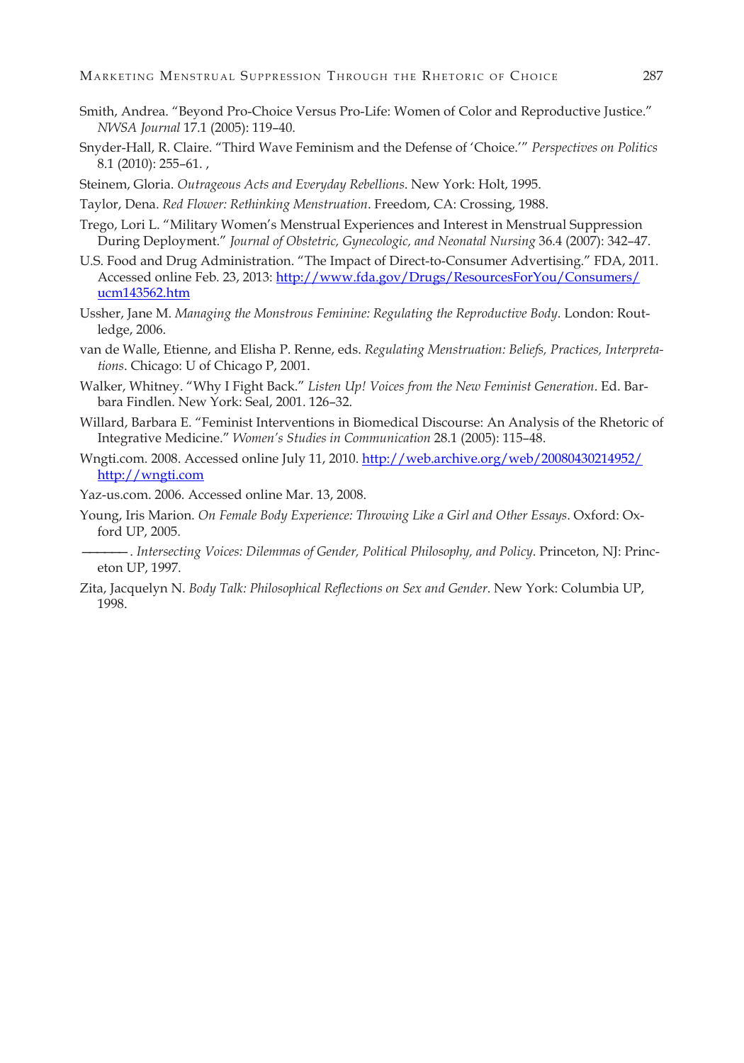Smith, Andrea. "Beyond Pro-Choice Versus Pro-Life: Women of Color and Reproductive Justice." *NWSA Journal* 17.1 (2005): 119–40.

Snyder-Hall, R. Claire. "Third Wave Feminism and the Defense of 'Choice.'" *Perspectives on Politics* 8.1 (2010): 255–61. ,

Steinem, Gloria. *Outrageous Acts and Everyday Rebellions*. New York: Holt, 1995.

Taylor, Dena. *Red Flower: Rethinking Menstruation*. Freedom, CA: Crossing, 1988.

Trego, Lori L. "Military Women's Menstrual Experiences and Interest in Menstrual Suppression During Deployment." *Journal of Obstetric, Gynecologic, and Neonatal Nursing* 36.4 (2007): 342–47.

U.S. Food and Drug Administration. "The Impact of Direct-to-Consumer Advertising." FDA, 2011. Accessed online Feb. 23, 2013: http://www.fda.gov/Drugs/ResourcesForYou/Consumers/ucm143562.htm

Ussher, Jane M. *Managing the Monstrous Feminine: Regulating the Reproductive Body*. London: Routledge, 2006.

van de Walle, Etienne, and Elisha P. Renne, eds. *Regulating Menstruation: Beliefs, Practices, Interpretations*. Chicago: U of Chicago P, 2001.

Walker, Whitney. "Why I Fight Back." *Listen Up! Voices from the New Feminist Generation*. Ed. Barbara Findlen. New York: Seal, 2001. 126–32.

Willard, Barbara E. "Feminist Interventions in Biomedical Discourse: An Analysis of the Rhetoric of Integrative Medicine." *Women's Studies in Communication* 28.1 (2005): 115–48.

Wngti.com. 2008. Accessed online July 11, 2010. http://web.archive.org/web/20080430214952/http://wngti.com

Yaz-us.com. 2006. Accessed online Mar. 13, 2008.

Young, Iris Marion. *On Female Body Experience: Throwing Like a Girl and Other Essays*. Oxford: Oxford UP, 2005.

———. *Intersecting Voices: Dilemmas of Gender, Political Philosophy, and Policy*. Princeton, NJ: Princeton UP, 1997.

Zita, Jacquelyn N. *Body Talk: Philosophical Reflections on Sex and Gender*. New York: Columbia UP, 1998.